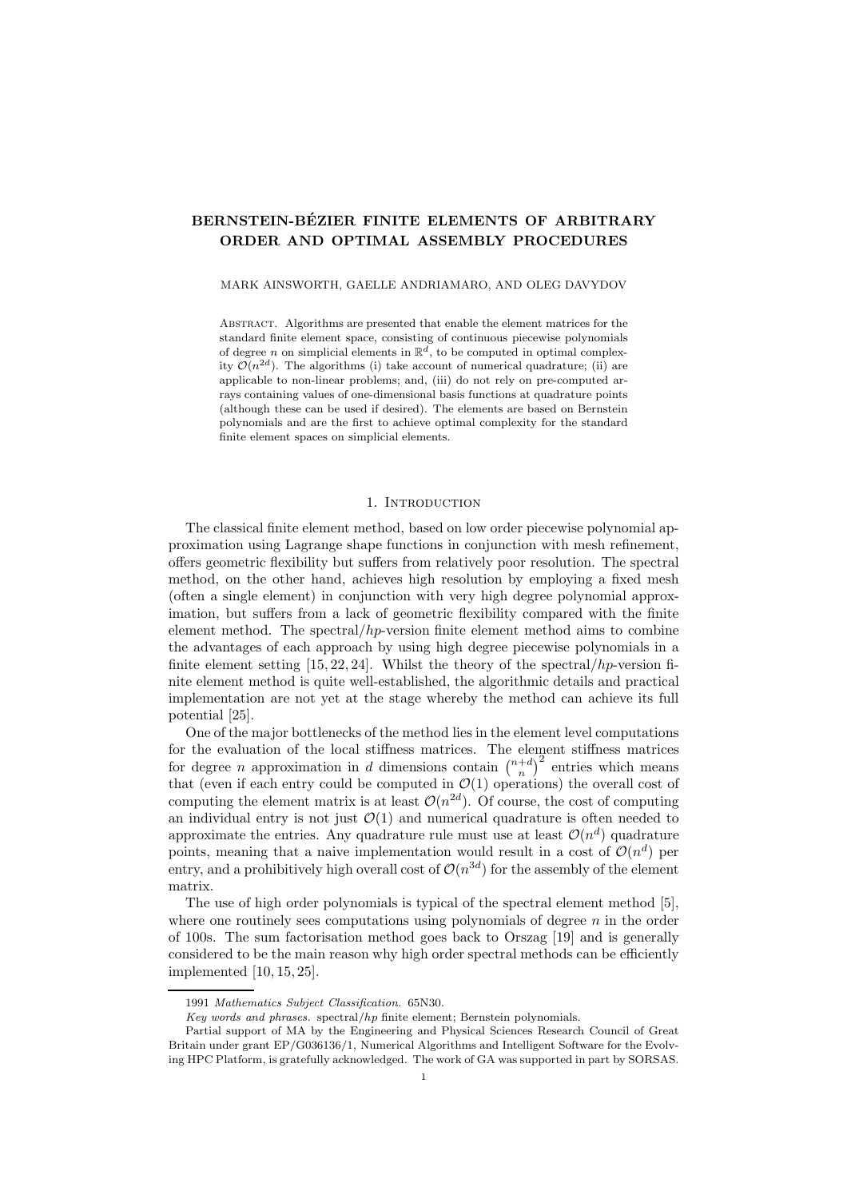# BERNSTEIN-BÉZIER FINITE ELEMENTS OF ARBITRARY ORDER AND OPTIMAL ASSEMBLY PROCEDURES

MARK AINSWORTH, GAELLE ANDRIAMARO, AND OLEG DAVYDOV

Abstract. Algorithms are presented that enable the element matrices for the standard finite element space, consisting of continuous piecewise polynomials of degree $n$ on simplicial elements in $\mathbb{R}^d$, to be computed in optimal complexity $\mathcal{O}(n^{2d})$. The algorithms (i) take account of numerical quadrature; (ii) are applicable to non-linear problems; and, (iii) do not rely on pre-computed arrays containing values of one-dimensional basis functions at quadrature points (although these can be used if desired). The elements are based on Bernstein polynomials and are the first to achieve optimal complexity for the standard finite element spaces on simplicial elements.

## 1. Introduction

The classical finite element method, based on low order piecewise polynomial approximation using Lagrange shape functions in conjunction with mesh refinement, offers geometric flexibility but suffers from relatively poor resolution. The spectral method, on the other hand, achieves high resolution by employing a fixed mesh (often a single element) in conjunction with very high degree polynomial approximation, but suffers from a lack of geometric flexibility compared with the finite element method. The spectral/$hp$-version finite element method aims to combine the advantages of each approach by using high degree piecewise polynomials in a finite element setting [15, 22, 24]. Whilst the theory of the spectral/$hp$-version finite element method is quite well-established, the algorithmic details and practical implementation are not yet at the stage whereby the method can achieve its full potential [25].

One of the major bottlenecks of the method lies in the element level computations for the evaluation of the local stiffness matrices. The element stiffness matrices for degree $n$ approximation in $d$ dimensions contain $\binom{n+d}{n}^2$ entries which means that (even if each entry could be computed in $\mathcal{O}(1)$ operations) the overall cost of computing the element matrix is at least $\mathcal{O}(n^{2d})$. Of course, the cost of computing an individual entry is not just $\mathcal{O}(1)$ and numerical quadrature is often needed to approximate the entries. Any quadrature rule must use at least $\mathcal{O}(n^d)$ quadrature points, meaning that a naive implementation would result in a cost of $\mathcal{O}(n^d)$ per entry, and a prohibitively high overall cost of $\mathcal{O}(n^{3d})$ for the assembly of the element matrix.

The use of high order polynomials is typical of the spectral element method [5], where one routinely sees computations using polynomials of degree $n$ in the order of 100s. The sum factorisation method goes back to Orszag [19] and is generally considered to be the main reason why high order spectral methods can be efficiently implemented [10, 15, 25].

---

1991 *Mathematics Subject Classification.* 65N30.

*Key words and phrases.* spectral/$hp$ finite element; Bernstein polynomials.

Partial support of MA by the Engineering and Physical Sciences Research Council of Great Britain under grant EP/G036136/1, Numerical Algorithms and Intelligent Software for the Evolving HPC Platform, is gratefully acknowledged. The work of GA was supported in part by SORSAS.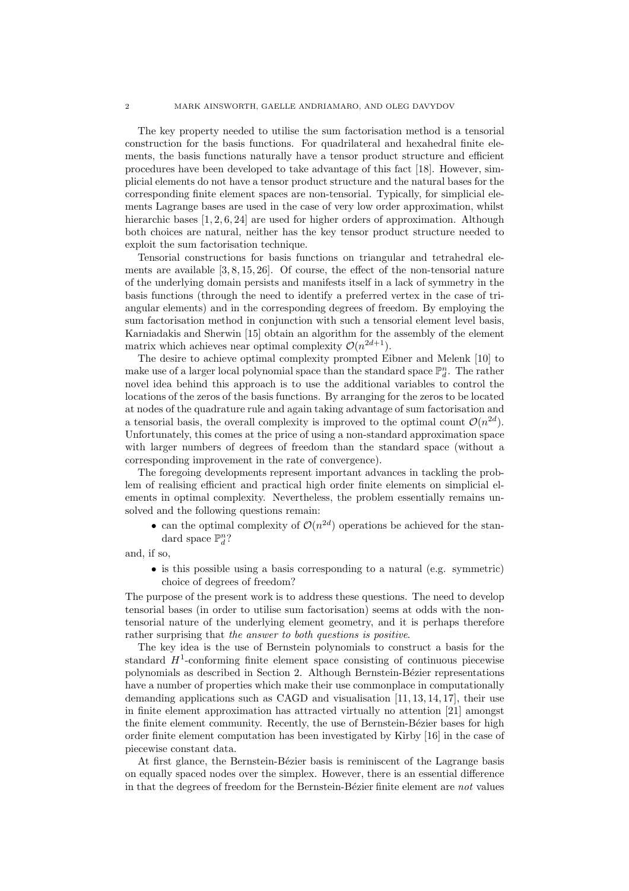The key property needed to utilise the sum factorisation method is a tensorial construction for the basis functions. For quadrilateral and hexahedral finite elements, the basis functions naturally have a tensor product structure and efficient procedures have been developed to take advantage of this fact [18]. However, simplicial elements do not have a tensor product structure and the natural bases for the corresponding finite element spaces are non-tensorial. Typically, for simplicial elements Lagrange bases are used in the case of very low order approximation, whilst hierarchic bases [1, 2, 6, 24] are used for higher orders of approximation. Although both choices are natural, neither has the key tensor product structure needed to exploit the sum factorisation technique.

Tensorial constructions for basis functions on triangular and tetrahedral elements are available [3, 8, 15, 26]. Of course, the effect of the non-tensorial nature of the underlying domain persists and manifests itself in a lack of symmetry in the basis functions (through the need to identify a preferred vertex in the case of triangular elements) and in the corresponding degrees of freedom. By employing the sum factorisation method in conjunction with such a tensorial element level basis, Karniadakis and Sherwin [15] obtain an algorithm for the assembly of the element matrix which achieves near optimal complexity $\mathcal{O}(n^{2d+1})$.

The desire to achieve optimal complexity prompted Eibner and Melenk [10] to make use of a larger local polynomial space than the standard space $\mathbb{P}_d^n$. The rather novel idea behind this approach is to use the additional variables to control the locations of the zeros of the basis functions. By arranging for the zeros to be located at nodes of the quadrature rule and again taking advantage of sum factorisation and a tensorial basis, the overall complexity is improved to the optimal count $\mathcal{O}(n^{2d})$. Unfortunately, this comes at the price of using a non-standard approximation space with larger numbers of degrees of freedom than the standard space (without a corresponding improvement in the rate of convergence).

The foregoing developments represent important advances in tackling the problem of realising efficient and practical high order finite elements on simplicial elements in optimal complexity. Nevertheless, the problem essentially remains unsolved and the following questions remain:

- can the optimal complexity of $\mathcal{O}(n^{2d})$ operations be achieved for the standard space $\mathbb{P}_d^n$?

and, if so,

- is this possible using a basis corresponding to a natural (e.g. symmetric) choice of degrees of freedom?

The purpose of the present work is to address these questions. The need to develop tensorial bases (in order to utilise sum factorisation) seems at odds with the non-tensorial nature of the underlying element geometry, and it is perhaps therefore rather surprising that *the answer to both questions is positive*.

The key idea is the use of Bernstein polynomials to construct a basis for the standard $H^1$-conforming finite element space consisting of continuous piecewise polynomials as described in Section 2. Although Bernstein-Bézier representations have a number of properties which make their use commonplace in computationally demanding applications such as CAGD and visualisation [11, 13, 14, 17], their use in finite element approximation has attracted virtually no attention [21] amongst the finite element community. Recently, the use of Bernstein-Bézier bases for high order finite element computation has been investigated by Kirby [16] in the case of piecewise constant data.

At first glance, the Bernstein-Bézier basis is reminiscent of the Lagrange basis on equally spaced nodes over the simplex. However, there is an essential difference in that the degrees of freedom for the Bernstein-Bézier finite element are *not* values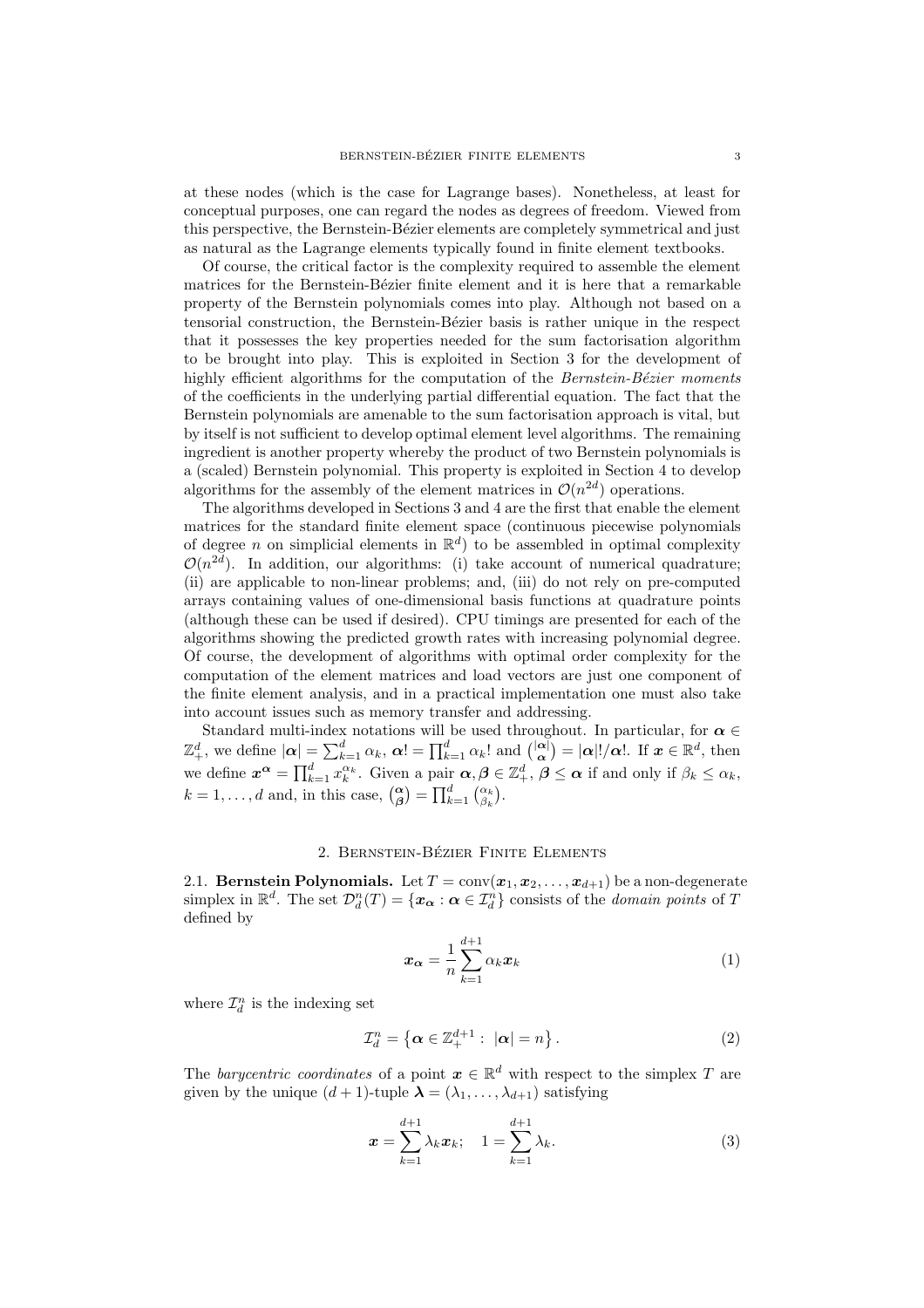at these nodes (which is the case for Lagrange bases). Nonetheless, at least for conceptual purposes, one can regard the nodes as degrees of freedom. Viewed from this perspective, the Bernstein-Bézier elements are completely symmetrical and just as natural as the Lagrange elements typically found in finite element textbooks.

Of course, the critical factor is the complexity required to assemble the element matrices for the Bernstein-Bézier finite element and it is here that a remarkable property of the Bernstein polynomials comes into play. Although not based on a tensorial construction, the Bernstein-Bézier basis is rather unique in the respect that it possesses the key properties needed for the sum factorisation algorithm to be brought into play. This is exploited in Section 3 for the development of highly efficient algorithms for the computation of the *Bernstein-Bézier moments* of the coefficients in the underlying partial differential equation. The fact that the Bernstein polynomials are amenable to the sum factorisation approach is vital, but by itself is not sufficient to develop optimal element level algorithms. The remaining ingredient is another property whereby the product of two Bernstein polynomials is a (scaled) Bernstein polynomial. This property is exploited in Section 4 to develop algorithms for the assembly of the element matrices in $\mathcal{O}(n^{2d})$ operations.

The algorithms developed in Sections 3 and 4 are the first that enable the element matrices for the standard finite element space (continuous piecewise polynomials of degree $n$ on simplicial elements in $\mathbb{R}^d$) to be assembled in optimal complexity $\mathcal{O}(n^{2d})$. In addition, our algorithms: (i) take account of numerical quadrature; (ii) are applicable to non-linear problems; and, (iii) do not rely on pre-computed arrays containing values of one-dimensional basis functions at quadrature points (although these can be used if desired). CPU timings are presented for each of the algorithms showing the predicted growth rates with increasing polynomial degree. Of course, the development of algorithms with optimal order complexity for the computation of the element matrices and load vectors are just one component of the finite element analysis, and in a practical implementation one must also take into account issues such as memory transfer and addressing.

Standard multi-index notations will be used throughout. In particular, for $\boldsymbol{\alpha} \in \mathbb{Z}_+^d$, we define $|\boldsymbol{\alpha}| = \sum_{k=1}^d \alpha_k$, $\boldsymbol{\alpha}! = \prod_{k=1}^d \alpha_k!$ and $\binom{|\boldsymbol{\alpha}|}{\boldsymbol{\alpha}} = |\boldsymbol{\alpha}|!/\boldsymbol{\alpha}!$. If $\boldsymbol{x} \in \mathbb{R}^d$, then we define $\boldsymbol{x}^{\boldsymbol{\alpha}} = \prod_{k=1}^d x_k^{\alpha_k}$. Given a pair $\boldsymbol{\alpha}, \boldsymbol{\beta} \in \mathbb{Z}_+^d$, $\boldsymbol{\beta} \leq \boldsymbol{\alpha}$ if and only if $\beta_k \leq \alpha_k$, $k = 1, \ldots, d$ and, in this case, $\binom{\boldsymbol{\alpha}}{\boldsymbol{\beta}} = \prod_{k=1}^d \binom{\alpha_k}{\beta_k}$.

## 2. Bernstein-Bézier Finite Elements

**2.1. Bernstein Polynomials.** Let $T = \operatorname{conv}(\boldsymbol{x}_1, \boldsymbol{x}_2, \ldots, \boldsymbol{x}_{d+1})$ be a non-degenerate simplex in $\mathbb{R}^d$. The set $\mathcal{D}_d^n(T) = \{\boldsymbol{x}_{\boldsymbol{\alpha}} : \boldsymbol{\alpha} \in \mathcal{I}_d^n\}$ consists of the *domain points* of $T$ defined by

$$\boldsymbol{x}_{\boldsymbol{\alpha}} = \frac{1}{n} \sum_{k=1}^{d+1} \alpha_k \boldsymbol{x}_k \tag{1}$$

where $\mathcal{I}_d^n$ is the indexing set

$$\mathcal{I}_d^n = \left\{ \boldsymbol{\alpha} \in \mathbb{Z}_+^{d+1} : \ |\boldsymbol{\alpha}| = n \right\}. \tag{2}$$

The *barycentric coordinates* of a point $\boldsymbol{x} \in \mathbb{R}^d$ with respect to the simplex $T$ are given by the unique $(d+1)$-tuple $\boldsymbol{\lambda} = (\lambda_1, \ldots, \lambda_{d+1})$ satisfying

$$\boldsymbol{x} = \sum_{k=1}^{d+1} \lambda_k \boldsymbol{x}_k; \quad 1 = \sum_{k=1}^{d+1} \lambda_k. \tag{3}$$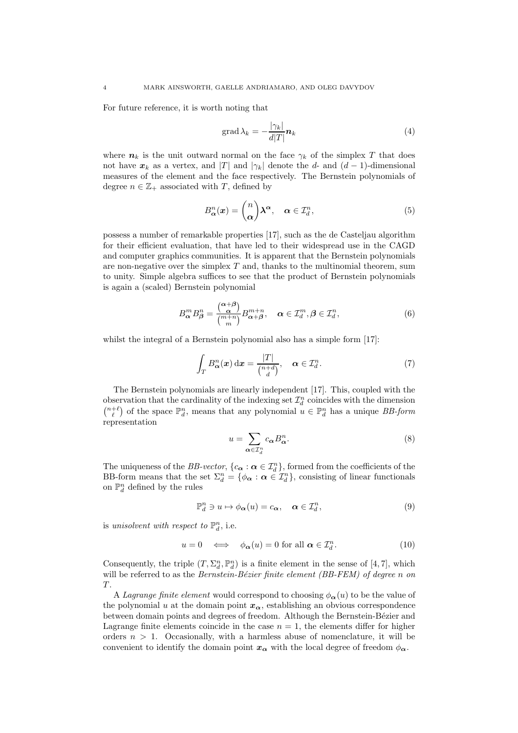For future reference, it is worth noting that

$$\operatorname{grad} \lambda_k = -\frac{|\gamma_k|}{d|T|} \boldsymbol{n}_k \tag{4}$$

where $\boldsymbol{n}_k$ is the unit outward normal on the face $\gamma_k$ of the simplex $T$ that does not have $\boldsymbol{x}_k$ as a vertex, and $|T|$ and $|\gamma_k|$ denote the $d$- and $(d-1)$-dimensional measures of the element and the face respectively. The Bernstein polynomials of degree $n \in \mathbb{Z}_+$ associated with $T$, defined by

$$B_{\boldsymbol{\alpha}}^n(\boldsymbol{x}) = \binom{n}{\boldsymbol{\alpha}} \boldsymbol{\lambda}^{\boldsymbol{\alpha}}, \quad \boldsymbol{\alpha} \in \mathcal{I}_d^n, \tag{5}$$

possess a number of remarkable properties [17], such as the de Casteljau algorithm for their efficient evaluation, that have led to their widespread use in the CAGD and computer graphics communities. It is apparent that the Bernstein polynomials are non-negative over the simplex $T$ and, thanks to the multinomial theorem, sum to unity. Simple algebra suffices to see that the product of Bernstein polynomials is again a (scaled) Bernstein polynomial

$$B_{\boldsymbol{\alpha}}^m B_{\boldsymbol{\beta}}^n = \frac{\binom{\boldsymbol{\alpha}+\boldsymbol{\beta}}{\boldsymbol{\alpha}}}{\binom{m+n}{m}} B_{\boldsymbol{\alpha}+\boldsymbol{\beta}}^{m+n}, \quad \boldsymbol{\alpha} \in \mathcal{I}_d^m, \boldsymbol{\beta} \in \mathcal{I}_d^n, \tag{6}$$

whilst the integral of a Bernstein polynomial also has a simple form [17]:

$$\int_T B_{\boldsymbol{\alpha}}^n(\boldsymbol{x}) \, \mathrm{d}\boldsymbol{x} = \frac{|T|}{\binom{n+d}{d}}, \quad \boldsymbol{\alpha} \in \mathcal{I}_d^n. \tag{7}$$

The Bernstein polynomials are linearly independent [17]. This, coupled with the observation that the cardinality of the indexing set $\mathcal{I}_d^n$ coincides with the dimension $\binom{n+\ell}{\ell}$ of the space $\mathbb{P}_d^n$, means that any polynomial $u \in \mathbb{P}_d^n$ has a unique *BB-form* representation

$$u = \sum_{\boldsymbol{\alpha} \in \mathcal{I}_d^n} c_{\boldsymbol{\alpha}} B_{\boldsymbol{\alpha}}^n. \tag{8}$$

The uniqueness of the *BB-vector*, $\{c_{\boldsymbol{\alpha}} : \boldsymbol{\alpha} \in \mathcal{I}_d^n\}$, formed from the coefficients of the BB-form means that the set $\Sigma_d^n = \{\phi_{\boldsymbol{\alpha}} : \boldsymbol{\alpha} \in \mathcal{I}_d^n\}$, consisting of linear functionals on $\mathbb{P}_d^n$ defined by the rules

$$\mathbb{P}_d^n \ni u \mapsto \phi_{\boldsymbol{\alpha}}(u) = c_{\boldsymbol{\alpha}}, \quad \boldsymbol{\alpha} \in \mathcal{I}_d^n, \tag{9}$$

is *unisolvent with respect to* $\mathbb{P}_d^n$, i.e.

$$u = 0 \quad \Longleftrightarrow \quad \phi_{\boldsymbol{\alpha}}(u) = 0 \text{ for all } \boldsymbol{\alpha} \in \mathcal{I}_d^n. \tag{10}$$

Consequently, the triple $(T, \Sigma_d^n, \mathbb{P}_d^n)$ is a finite element in the sense of [4, 7], which will be referred to as the *Bernstein-Bézier finite element (BB-FEM) of degree* $n$ *on* $T$.

A *Lagrange finite element* would correspond to choosing $\phi_{\boldsymbol{\alpha}}(u)$ to be the value of the polynomial $u$ at the domain point $\boldsymbol{x}_{\boldsymbol{\alpha}}$, establishing an obvious correspondence between domain points and degrees of freedom. Although the Bernstein-Bézier and Lagrange finite elements coincide in the case $n = 1$, the elements differ for higher orders $n > 1$. Occasionally, with a harmless abuse of nomenclature, it will be convenient to identify the domain point $\boldsymbol{x}_{\boldsymbol{\alpha}}$ with the local degree of freedom $\phi_{\boldsymbol{\alpha}}$.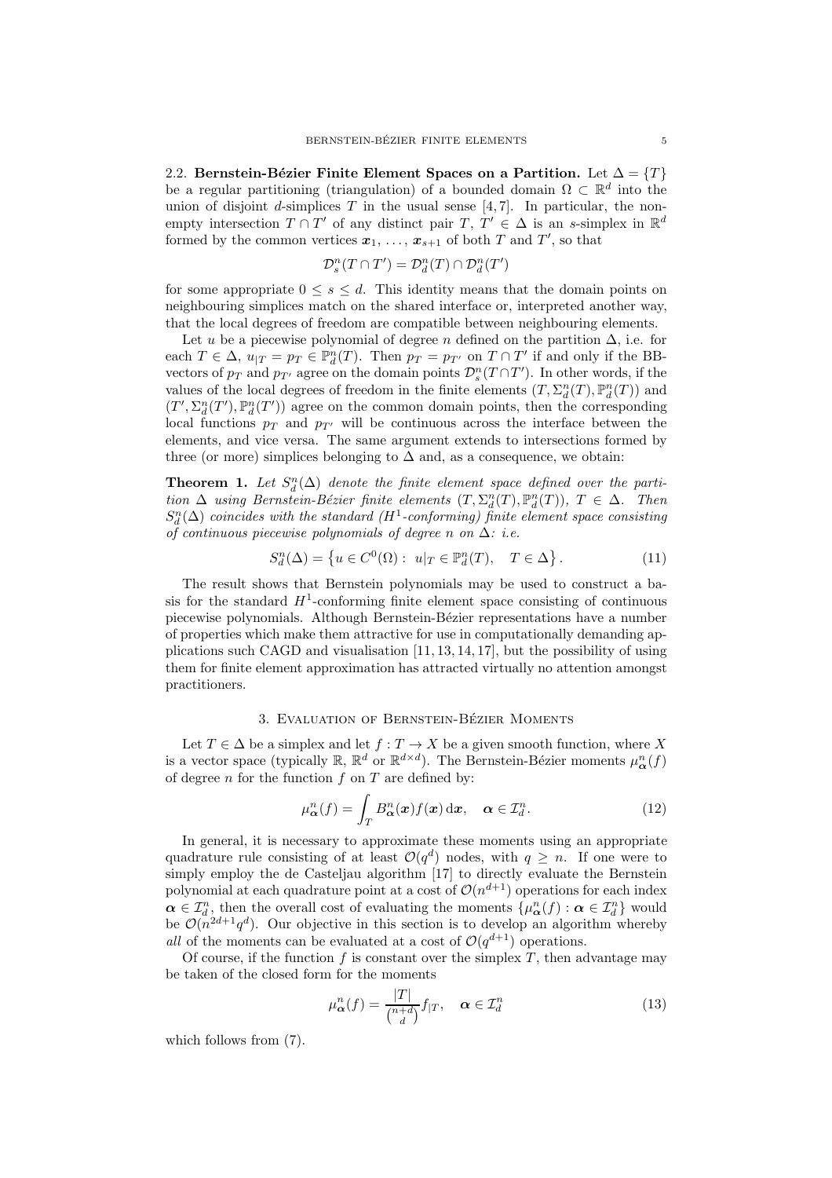2.2. **Bernstein-Bézier Finite Element Spaces on a Partition.** Let $\Delta = \{T\}$ be a regular partitioning (triangulation) of a bounded domain $\Omega \subset \mathbb{R}^d$ into the union of disjoint $d$-simplices $T$ in the usual sense [4, 7]. In particular, the non-empty intersection $T \cap T'$ of any distinct pair $T$, $T' \in \Delta$ is an $s$-simplex in $\mathbb{R}^d$ formed by the common vertices $\boldsymbol{x}_1, \ldots, \boldsymbol{x}_{s+1}$ of both $T$ and $T'$, so that

$$\mathcal{D}_s^n(T \cap T') = \mathcal{D}_d^n(T) \cap \mathcal{D}_d^n(T')$$

for some appropriate $0 \leq s \leq d$. This identity means that the domain points on neighbouring simplices match on the shared interface or, interpreted another way, that the local degrees of freedom are compatible between neighbouring elements.

Let $u$ be a piecewise polynomial of degree $n$ defined on the partition $\Delta$, i.e. for each $T \in \Delta$, $u_{|T} = p_T \in \mathbb{P}_d^n(T)$. Then $p_T = p_{T'}$ on $T \cap T'$ if and only if the BB-vectors of $p_T$ and $p_{T'}$ agree on the domain points $\mathcal{D}_s^n(T \cap T')$. In other words, if the values of the local degrees of freedom in the finite elements $(T, \Sigma_d^n(T), \mathbb{P}_d^n(T))$ and $(T', \Sigma_d^n(T'), \mathbb{P}_d^n(T'))$ agree on the common domain points, then the corresponding local functions $p_T$ and $p_{T'}$ will be continuous across the interface between the elements, and vice versa. The same argument extends to intersections formed by three (or more) simplices belonging to $\Delta$ and, as a consequence, we obtain:

**Theorem 1.** *Let $S_d^n(\Delta)$ denote the finite element space defined over the partition $\Delta$ using Bernstein-Bézier finite elements $(T, \Sigma_d^n(T), \mathbb{P}_d^n(T))$, $T \in \Delta$. Then $S_d^n(\Delta)$ coincides with the standard ($H^1$-conforming) finite element space consisting of continuous piecewise polynomials of degree $n$ on $\Delta$: i.e.*

$$S_d^n(\Delta) = \left\{ u \in C^0(\Omega) : \ u|_T \in \mathbb{P}_d^n(T), \quad T \in \Delta \right\}. \tag{11}$$

The result shows that Bernstein polynomials may be used to construct a basis for the standard $H^1$-conforming finite element space consisting of continuous piecewise polynomials. Although Bernstein-Bézier representations have a number of properties which make them attractive for use in computationally demanding applications such CAGD and visualisation [11, 13, 14, 17], but the possibility of using them for finite element approximation has attracted virtually no attention amongst practitioners.

## 3. Evaluation of Bernstein-Bézier Moments

Let $T \in \Delta$ be a simplex and let $f : T \to X$ be a given smooth function, where $X$ is a vector space (typically $\mathbb{R}$, $\mathbb{R}^d$ or $\mathbb{R}^{d \times d}$). The Bernstein-Bézier moments $\mu_{\boldsymbol{\alpha}}^n(f)$ of degree $n$ for the function $f$ on $T$ are defined by:

$$\mu_{\boldsymbol{\alpha}}^n(f) = \int_T B_{\boldsymbol{\alpha}}^n(\boldsymbol{x}) f(\boldsymbol{x}) \, \mathrm{d}\boldsymbol{x}, \quad \boldsymbol{\alpha} \in \mathcal{I}_d^n. \tag{12}$$

In general, it is necessary to approximate these moments using an appropriate quadrature rule consisting of at least $\mathcal{O}(q^d)$ nodes, with $q \geq n$. If one were to simply employ the de Casteljau algorithm [17] to directly evaluate the Bernstein polynomial at each quadrature point at a cost of $\mathcal{O}(n^{d+1})$ operations for each index $\boldsymbol{\alpha} \in \mathcal{I}_d^n$, then the overall cost of evaluating the moments $\{\mu_{\boldsymbol{\alpha}}^n(f) : \boldsymbol{\alpha} \in \mathcal{I}_d^n\}$ would be $\mathcal{O}(n^{2d+1}q^d)$. Our objective in this section is to develop an algorithm whereby *all* of the moments can be evaluated at a cost of $\mathcal{O}(q^{d+1})$ operations.

Of course, if the function $f$ is constant over the simplex $T$, then advantage may be taken of the closed form for the moments

$$\mu_{\boldsymbol{\alpha}}^n(f) = \frac{|T|}{\binom{n+d}{d}} f_{|T}, \quad \boldsymbol{\alpha} \in \mathcal{I}_d^n \tag{13}$$

which follows from (7).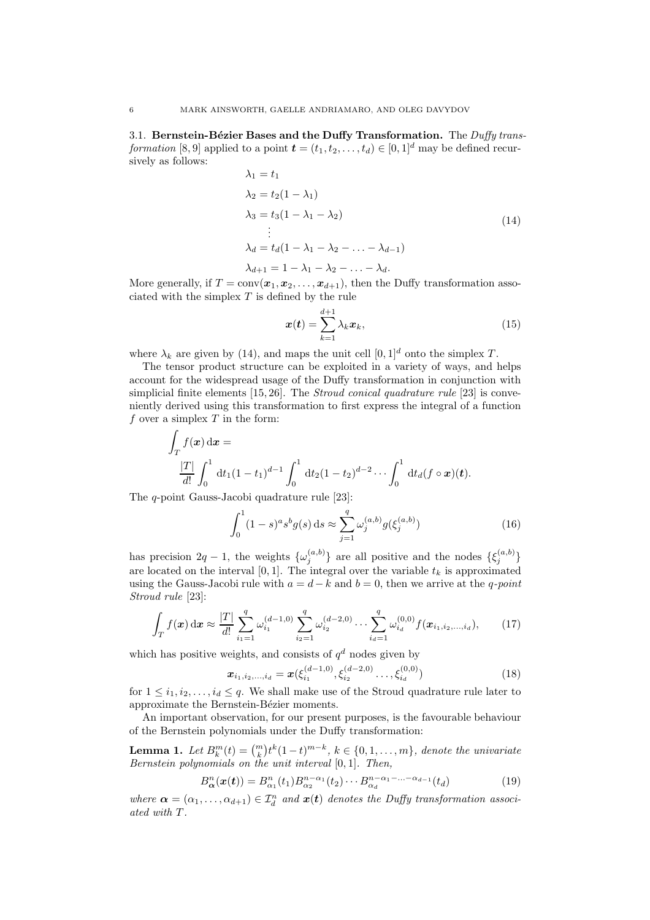### 3.1. Bernstein-Bézier Bases and the Duffy Transformation.

The *Duffy transformation* [8, 9] applied to a point $\boldsymbol{t} = (t_1, t_2, \ldots, t_d) \in [0,1]^d$ may be defined recursively as follows:

$$
\begin{aligned}
\lambda_1 &= t_1 \\
\lambda_2 &= t_2(1-\lambda_1) \\
\lambda_3 &= t_3(1-\lambda_1-\lambda_2) \\
&\vdots \\
\lambda_d &= t_d(1-\lambda_1-\lambda_2-\ldots-\lambda_{d-1}) \\
\lambda_{d+1} &= 1-\lambda_1-\lambda_2-\ldots-\lambda_d.
\end{aligned}
\tag{14}
$$

More generally, if $T = \mathrm{conv}(\boldsymbol{x}_1, \boldsymbol{x}_2, \ldots, \boldsymbol{x}_{d+1})$, then the Duffy transformation associated with the simplex $T$ is defined by the rule

$$
\boldsymbol{x}(\boldsymbol{t}) = \sum_{k=1}^{d+1} \lambda_k \boldsymbol{x}_k, \tag{15}
$$

where $\lambda_k$ are given by (14), and maps the unit cell $[0,1]^d$ onto the simplex $T$.

The tensor product structure can be exploited in a variety of ways, and helps account for the widespread usage of the Duffy transformation in conjunction with simplicial finite elements [15, 26]. The *Stroud conical quadrature rule* [23] is conveniently derived using this transformation to first express the integral of a function $f$ over a simplex $T$ in the form:

$$
\int_T f(\boldsymbol{x})\,\mathrm{d}\boldsymbol{x} = \frac{|T|}{d!}\int_0^1 \mathrm{d}t_1(1-t_1)^{d-1}\int_0^1 \mathrm{d}t_2(1-t_2)^{d-2}\cdots\int_0^1 \mathrm{d}t_d(f\circ\boldsymbol{x})(\boldsymbol{t}).
$$

The $q$-point Gauss-Jacobi quadrature rule [23]:

$$
\int_0^1 (1-s)^a s^b g(s)\,\mathrm{d}s \approx \sum_{j=1}^{q} \omega_j^{(a,b)} g(\xi_j^{(a,b)}) \tag{16}
$$

has precision $2q-1$, the weights $\{\omega_j^{(a,b)}\}$ are all positive and the nodes $\{\xi_j^{(a,b)}\}$ are located on the interval $[0,1]$. The integral over the variable $t_k$ is approximated using the Gauss-Jacobi rule with $a = d-k$ and $b = 0$, then we arrive at the *$q$-point Stroud rule* [23]:

$$
\int_T f(\boldsymbol{x})\,\mathrm{d}\boldsymbol{x} \approx \frac{|T|}{d!}\sum_{i_1=1}^{q}\omega_{i_1}^{(d-1,0)}\sum_{i_2=1}^{q}\omega_{i_2}^{(d-2,0)}\cdots\sum_{i_d=1}^{q}\omega_{i_d}^{(0,0)} f(\boldsymbol{x}_{i_1,i_2,\ldots,i_d}), \tag{17}
$$

which has positive weights, and consists of $q^d$ nodes given by

$$
\boldsymbol{x}_{i_1,i_2,\ldots,i_d} = \boldsymbol{x}(\xi_{i_1}^{(d-1,0)}, \xi_{i_2}^{(d-2,0)}\ldots,\xi_{i_d}^{(0,0)}) \tag{18}
$$

for $1 \le i_1, i_2, \ldots, i_d \le q$. We shall make use of the Stroud quadrature rule later to approximate the Bernstein-Bézier moments.

An important observation, for our present purposes, is the favourable behaviour of the Bernstein polynomials under the Duffy transformation:

**Lemma 1.** *Let $B_k^m(t) = \binom{m}{k} t^k (1-t)^{m-k}$, $k \in \{0, 1, \ldots, m\}$, denote the univariate Bernstein polynomials on the unit interval $[0,1]$. Then,*

$$
B_{\boldsymbol{\alpha}}^n(\boldsymbol{x}(\boldsymbol{t})) = B_{\alpha_1}^n(t_1) B_{\alpha_2}^{n-\alpha_1}(t_2)\cdots B_{\alpha_d}^{n-\alpha_1-\ldots-\alpha_{d-1}}(t_d) \tag{19}
$$

*where $\boldsymbol{\alpha} = (\alpha_1, \ldots, \alpha_{d+1}) \in \mathcal{I}_d^n$ and $\boldsymbol{x}(\boldsymbol{t})$ denotes the Duffy transformation associated with $T$.*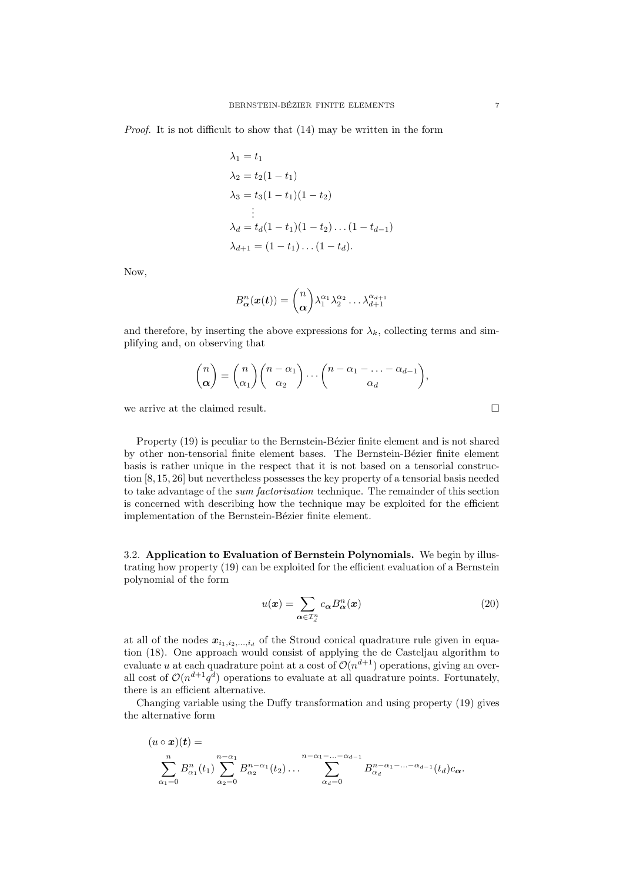*Proof.* It is not difficult to show that (14) may be written in the form

$$\begin{aligned}
\lambda_1 &= t_1 \\
\lambda_2 &= t_2(1-t_1) \\
\lambda_3 &= t_3(1-t_1)(1-t_2) \\
&\vdots \\
\lambda_d &= t_d(1-t_1)(1-t_2)\dots(1-t_{d-1}) \\
\lambda_{d+1} &= (1-t_1)\dots(1-t_d).
\end{aligned}$$

Now,

$$B^n_{\boldsymbol{\alpha}}(\boldsymbol{x}(\boldsymbol{t})) = \binom{n}{\boldsymbol{\alpha}} \lambda_1^{\alpha_1}\lambda_2^{\alpha_2}\dots\lambda_{d+1}^{\alpha_{d+1}}$$

and therefore, by inserting the above expressions for $\lambda_k$, collecting terms and simplifying and, on observing that

$$\binom{n}{\boldsymbol{\alpha}} = \binom{n}{\alpha_1}\binom{n-\alpha_1}{\alpha_2}\cdots\binom{n-\alpha_1-\ldots-\alpha_{d-1}}{\alpha_d},$$

we arrive at the claimed result. $\square$

Property (19) is peculiar to the Bernstein-Bézier finite element and is not shared by other non-tensorial finite element bases. The Bernstein-Bézier finite element basis is rather unique in the respect that it is not based on a tensorial construction [8, 15, 26] but nevertheless possesses the key property of a tensorial basis needed to take advantage of the *sum factorisation* technique. The remainder of this section is concerned with describing how the technique may be exploited for the efficient implementation of the Bernstein-Bézier finite element.

### 3.2. Application to Evaluation of Bernstein Polynomials.

We begin by illustrating how property (19) can be exploited for the efficient evaluation of a Bernstein polynomial of the form

$$u(\boldsymbol{x}) = \sum_{\boldsymbol{\alpha}\in\mathcal{I}^n_d} c_{\boldsymbol{\alpha}} B^n_{\boldsymbol{\alpha}}(\boldsymbol{x}) \tag{20}$$

at all of the nodes $\boldsymbol{x}_{i_1,i_2,\dots,i_d}$ of the Stroud conical quadrature rule given in equation (18). One approach would consist of applying the de Casteljau algorithm to evaluate $u$ at each quadrature point at a cost of $\mathcal{O}(n^{d+1})$ operations, giving an overall cost of $\mathcal{O}(n^{d+1}q^d)$ operations to evaluate at all quadrature points. Fortunately, there is an efficient alternative.

Changing variable using the Duffy transformation and using property (19) gives the alternative form

$$(u\circ\boldsymbol{x})(\boldsymbol{t}) = \sum_{\alpha_1=0}^{n} B^n_{\alpha_1}(t_1)\sum_{\alpha_2=0}^{n-\alpha_1} B^{n-\alpha_1}_{\alpha_2}(t_2)\dots\sum_{\alpha_d=0}^{n-\alpha_1-\ldots-\alpha_{d-1}} B^{n-\alpha_1-\ldots-\alpha_{d-1}}_{\alpha_d}(t_d)c_{\boldsymbol{\alpha}}.$$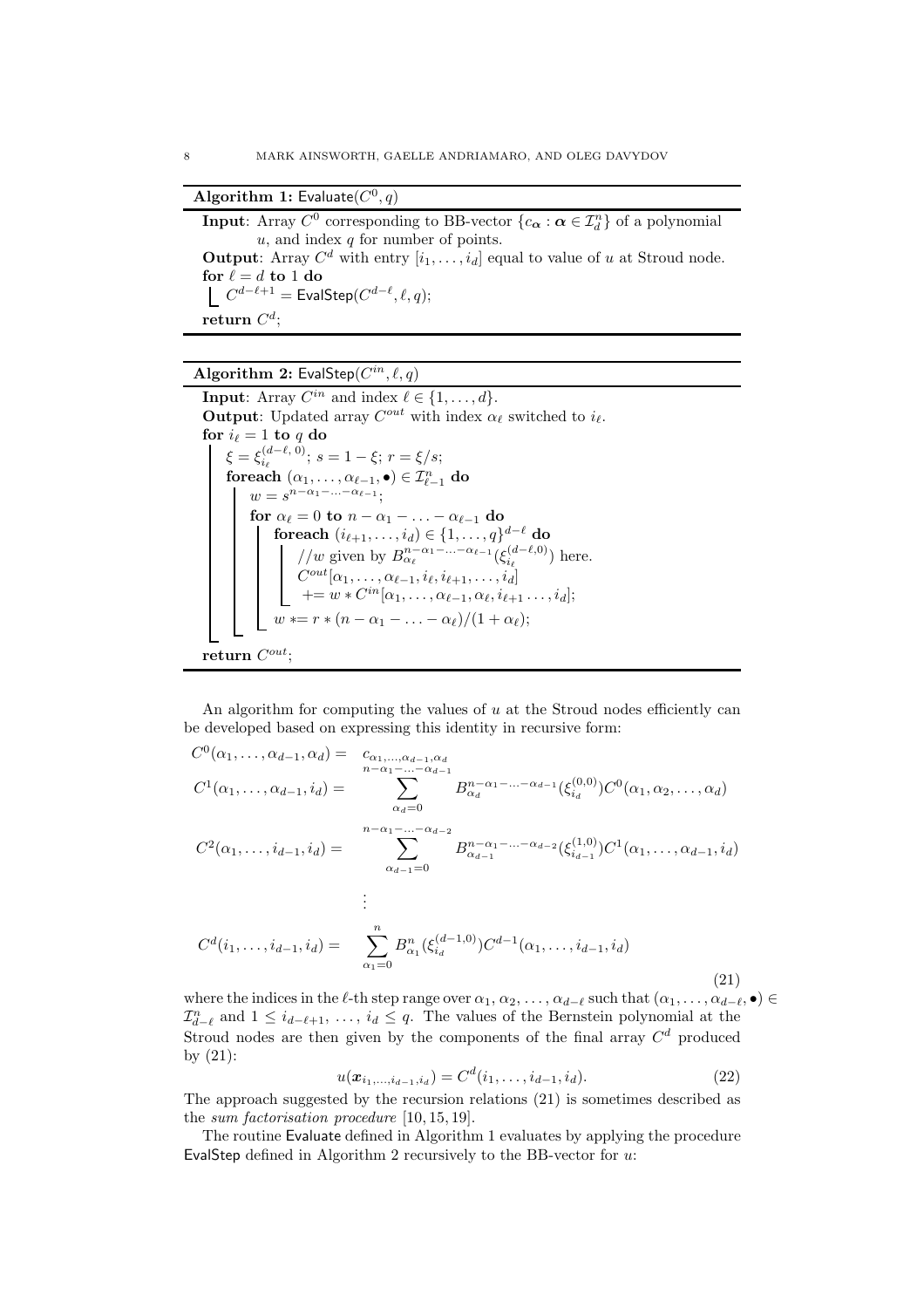**Algorithm 1:** Evaluate($C^0, q$)

```
Input: Array C^0 corresponding to BB-vector {c_α : α ∈ I^n_d} of a polynomial
       u, and index q for number of points.
Output: Array C^d with entry [i_1, ..., i_d] equal to value of u at Stroud node.
for ℓ = d to 1 do
    C^{d-ℓ+1} = EvalStep(C^{d-ℓ}, ℓ, q);
return C^d;
```

**Algorithm 2:** EvalStep($C^{in}, \ell, q$)

```
Input: Array C^in and index ℓ ∈ {1, ..., d}.
Output: Updated array C^out with index α_ℓ switched to i_ℓ.
for i_ℓ = 1 to q do
    ξ = ξ^{(d-ℓ, 0)}_{i_ℓ}; s = 1 - ξ; r = ξ/s;
    foreach (α_1, ..., α_{ℓ-1}, •) ∈ I^n_{ℓ-1} do
        w = s^{n-α_1-...-α_{ℓ-1}};
        for α_ℓ = 0 to n - α_1 - ... - α_{ℓ-1} do
            foreach (i_{ℓ+1}, ..., i_d) ∈ {1, ..., q}^{d-ℓ} do
                //w given by B^{n-α_1-...-α_{ℓ-1}}_{α_ℓ}(ξ^{(d-ℓ,0)}_{i_ℓ}) here.
                C^out[α_1, ..., α_{ℓ-1}, i_ℓ, i_{ℓ+1}, ..., i_d]
                  += w * C^in[α_1, ..., α_{ℓ-1}, α_ℓ, i_{ℓ+1} ..., i_d];
            w *= r * (n - α_1 - ... - α_ℓ)/(1 + α_ℓ);
return C^out;
```

An algorithm for computing the values of $u$ at the Stroud nodes efficiently can be developed based on expressing this identity in recursive form:

$$
\begin{aligned}
C^0(\alpha_1,\dots,\alpha_{d-1},\alpha_d) &= c_{\alpha_1,\dots,\alpha_{d-1},\alpha_d} \\
C^1(\alpha_1,\dots,\alpha_{d-1},i_d) &= \sum_{\alpha_d=0}^{n-\alpha_1-\dots-\alpha_{d-1}} B^{n-\alpha_1-\dots-\alpha_{d-1}}_{\alpha_d}(\xi^{(0,0)}_{i_d}) C^0(\alpha_1,\alpha_2,\dots,\alpha_d) \\
C^2(\alpha_1,\dots,i_{d-1},i_d) &= \sum_{\alpha_{d-1}=0}^{n-\alpha_1-\dots-\alpha_{d-2}} B^{n-\alpha_1-\dots-\alpha_{d-2}}_{\alpha_{d-1}}(\xi^{(1,0)}_{i_{d-1}}) C^1(\alpha_1,\dots,\alpha_{d-1},i_d) \\
&\;\;\vdots \\
C^d(i_1,\dots,i_{d-1},i_d) &= \sum_{\alpha_1=0}^{n} B^n_{\alpha_1}(\xi^{(d-1,0)}_{i_d}) C^{d-1}(\alpha_1,\dots,i_{d-1},i_d)
\end{aligned}
\tag{21}
$$

where the indices in the $\ell$-th step range over $\alpha_1, \alpha_2, \dots, \alpha_{d-\ell}$ such that $(\alpha_1, \dots, \alpha_{d-\ell}, \bullet) \in \mathcal{I}^n_{d-\ell}$ and $1 \le i_{d-\ell+1}, \dots, i_d \le q$. The values of the Bernstein polynomial at the Stroud nodes are then given by the components of the final array $C^d$ produced by (21):

$$
u(\boldsymbol{x}_{i_1,\dots,i_{d-1},i_d}) = C^d(i_1,\dots,i_{d-1},i_d). \tag{22}
$$

The approach suggested by the recursion relations (21) is sometimes described as the *sum factorisation procedure* [10, 15, 19].

The routine Evaluate defined in Algorithm 1 evaluates by applying the procedure EvalStep defined in Algorithm 2 recursively to the BB-vector for $u$: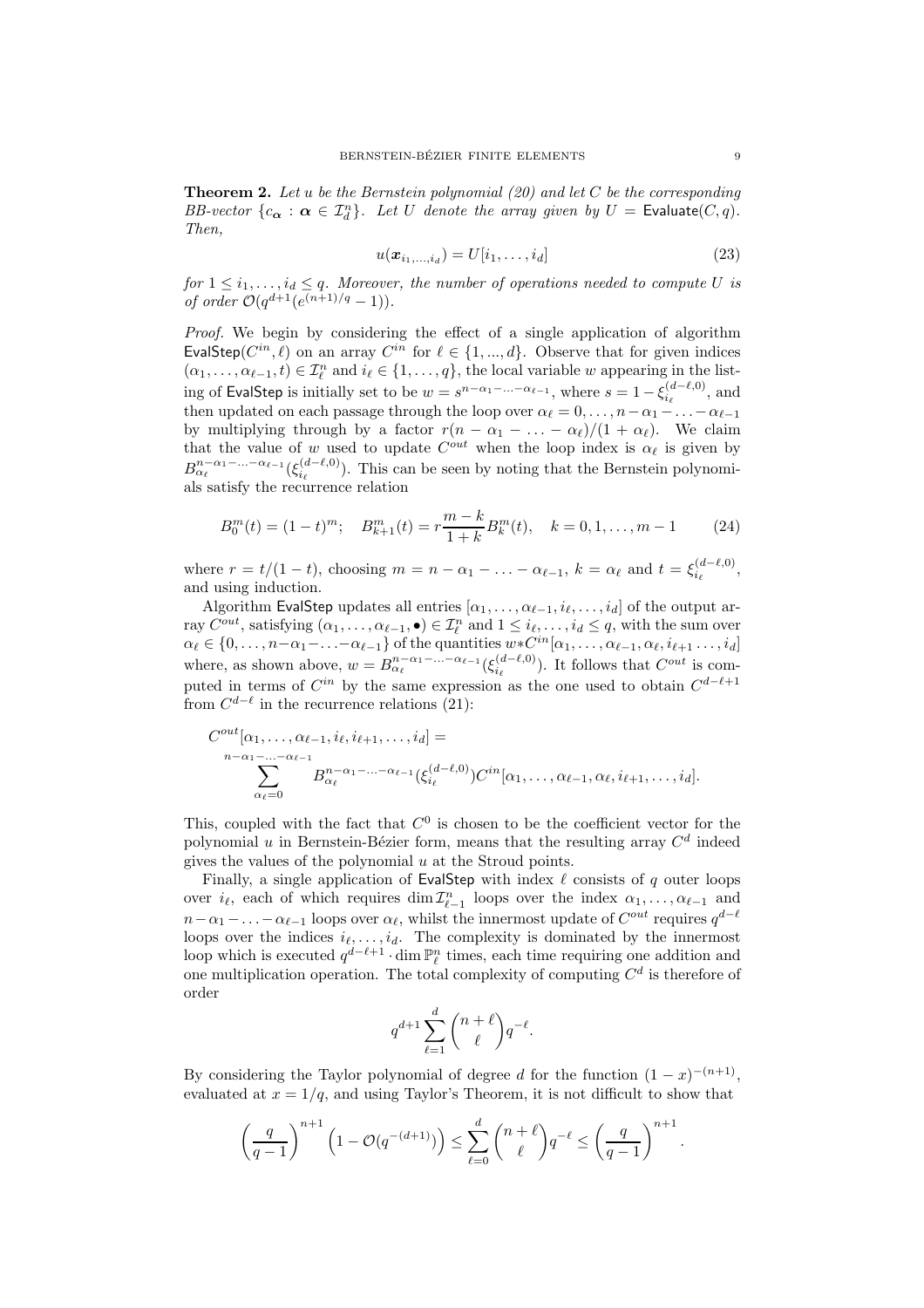**Theorem 2.** *Let $u$ be the Bernstein polynomial (20) and let $C$ be the corresponding BB-vector $\{c_{\boldsymbol{\alpha}} : \boldsymbol{\alpha} \in \mathcal{I}_d^n\}$. Let $U$ denote the array given by $U = \mathsf{Evaluate}(C, q)$. Then,*

$$u(\boldsymbol{x}_{i_1,\ldots,i_d}) = U[i_1, \ldots, i_d] \tag{23}$$

*for $1 \le i_1, \ldots, i_d \le q$. Moreover, the number of operations needed to compute $U$ is of order $\mathcal{O}(q^{d+1}(e^{(n+1)/q} - 1))$.*

*Proof.* We begin by considering the effect of a single application of algorithm $\mathsf{EvalStep}(C^{in}, \ell)$ on an array $C^{in}$ for $\ell \in \{1, ..., d\}$. Observe that for given indices $(\alpha_1, \ldots, \alpha_{\ell-1}, t) \in \mathcal{I}_\ell^n$ and $i_\ell \in \{1, \ldots, q\}$, the local variable $w$ appearing in the listing of $\mathsf{EvalStep}$ is initially set to be $w = s^{n-\alpha_1-\ldots-\alpha_{\ell-1}}$, where $s = 1 - \xi_{i_\ell}^{(d-\ell,0)}$, and then updated on each passage through the loop over $\alpha_\ell = 0, \ldots, n - \alpha_1 - \ldots - \alpha_{\ell-1}$ by multiplying through by a factor $r(n - \alpha_1 - \ldots - \alpha_\ell)/(1 + \alpha_\ell)$. We claim that the value of $w$ used to update $C^{out}$ when the loop index is $\alpha_\ell$ is given by $B_{\alpha_\ell}^{n-\alpha_1-\ldots-\alpha_{\ell-1}}(\xi_{i_\ell}^{(d-\ell,0)})$. This can be seen by noting that the Bernstein polynomials satisfy the recurrence relation

$$B_0^m(t) = (1-t)^m; \quad B_{k+1}^m(t) = r\frac{m-k}{1+k}B_k^m(t), \quad k = 0, 1, \ldots, m-1 \tag{24}$$

where $r = t/(1-t)$, choosing $m = n - \alpha_1 - \ldots - \alpha_{\ell-1}$, $k = \alpha_\ell$ and $t = \xi_{i_\ell}^{(d-\ell,0)}$, and using induction.

Algorithm $\mathsf{EvalStep}$ updates all entries $[\alpha_1, \ldots, \alpha_{\ell-1}, i_\ell, \ldots, i_d]$ of the output array $C^{out}$, satisfying $(\alpha_1, \ldots, \alpha_{\ell-1}, \bullet) \in \mathcal{I}_\ell^n$ and $1 \le i_\ell, \ldots, i_d \le q$, with the sum over $\alpha_\ell \in \{0, \ldots, n - \alpha_1 - \ldots - \alpha_{\ell-1}\}$ of the quantities $w * C^{in}[\alpha_1, \ldots, \alpha_{\ell-1}, \alpha_\ell, i_{\ell+1} \ldots, i_d]$ where, as shown above, $w = B_{\alpha_\ell}^{n-\alpha_1-\ldots-\alpha_{\ell-1}}(\xi_{i_\ell}^{(d-\ell,0)})$. It follows that $C^{out}$ is computed in terms of $C^{in}$ by the same expression as the one used to obtain $C^{d-\ell+1}$ from $C^{d-\ell}$ in the recurrence relations (21):

$$C^{out}[\alpha_1, \ldots, \alpha_{\ell-1}, i_\ell, i_{\ell+1}, \ldots, i_d] = \sum_{\alpha_\ell=0}^{n-\alpha_1-\ldots-\alpha_{\ell-1}} B_{\alpha_\ell}^{n-\alpha_1-\ldots-\alpha_{\ell-1}}(\xi_{i_\ell}^{(d-\ell,0)})C^{in}[\alpha_1, \ldots, \alpha_{\ell-1}, \alpha_\ell, i_{\ell+1}, \ldots, i_d].$$

This, coupled with the fact that $C^0$ is chosen to be the coefficient vector for the polynomial $u$ in Bernstein-Bézier form, means that the resulting array $C^d$ indeed gives the values of the polynomial $u$ at the Stroud points.

Finally, a single application of $\mathsf{EvalStep}$ with index $\ell$ consists of $q$ outer loops over $i_\ell$, each of which requires $\dim \mathcal{I}_{\ell-1}^n$ loops over the index $\alpha_1, \ldots, \alpha_{\ell-1}$ and $n - \alpha_1 - \ldots - \alpha_{\ell-1}$ loops over $\alpha_\ell$, whilst the innermost update of $C^{out}$ requires $q^{d-\ell}$ loops over the indices $i_\ell, \ldots, i_d$. The complexity is dominated by the innermost loop which is executed $q^{d-\ell+1} \cdot \dim \mathbb{P}_\ell^n$ times, each time requiring one addition and one multiplication operation. The total complexity of computing $C^d$ is therefore of order

$$q^{d+1} \sum_{\ell=1}^{d} \binom{n+\ell}{\ell} q^{-\ell}.$$

By considering the Taylor polynomial of degree $d$ for the function $(1-x)^{-(n+1)}$, evaluated at $x = 1/q$, and using Taylor's Theorem, it is not difficult to show that

$$\left(\frac{q}{q-1}\right)^{n+1} \left(1 - \mathcal{O}(q^{-(d+1)})\right) \le \sum_{\ell=0}^{d} \binom{n+\ell}{\ell} q^{-\ell} \le \left(\frac{q}{q-1}\right)^{n+1}.$$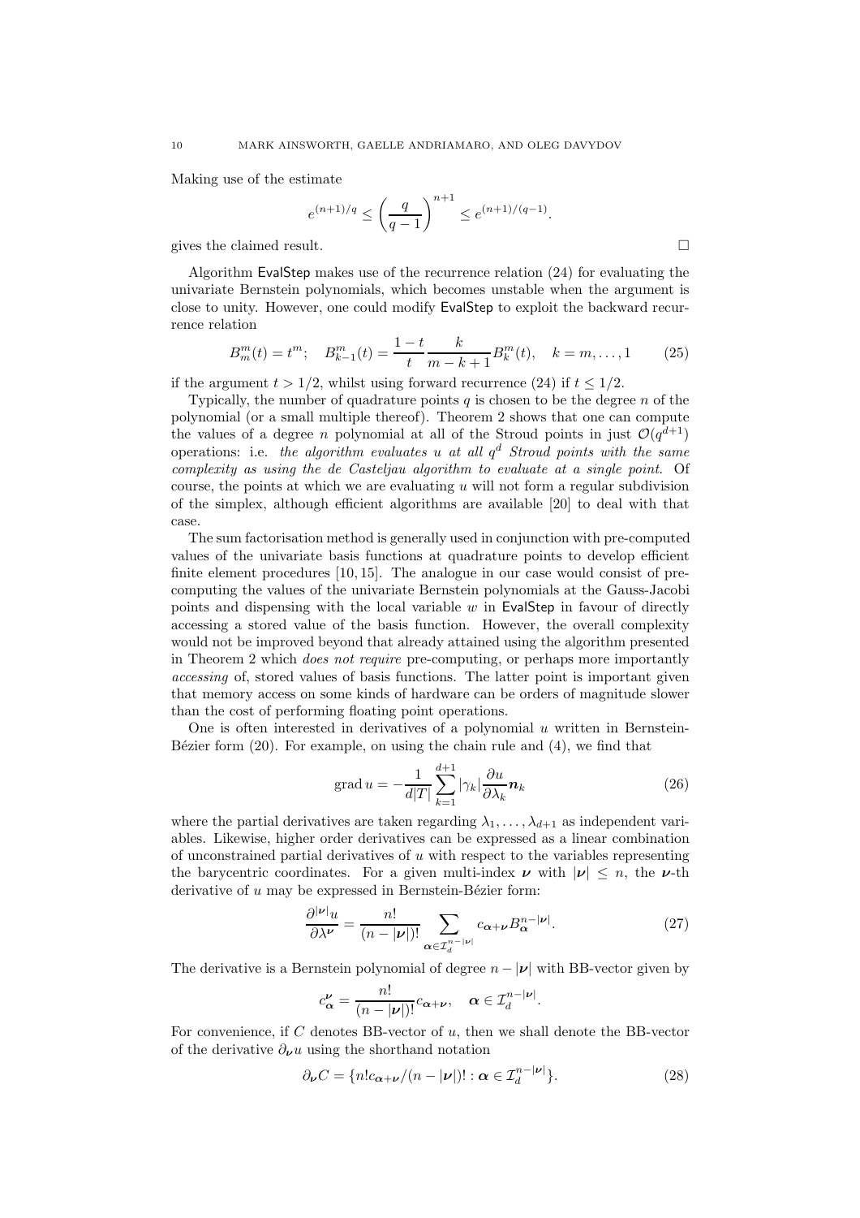Making use of the estimate

$$e^{(n+1)/q} \leq \left(\frac{q}{q-1}\right)^{n+1} \leq e^{(n+1)/(q-1)}.$$

gives the claimed result. $\square$

Algorithm EvalStep makes use of the recurrence relation (24) for evaluating the univariate Bernstein polynomials, which becomes unstable when the argument is close to unity. However, one could modify EvalStep to exploit the backward recurrence relation

$$B_m^m(t) = t^m; \quad B_{k-1}^m(t) = \frac{1-t}{t}\frac{k}{m-k+1}B_k^m(t), \quad k = m, \ldots, 1 \tag{25}$$

if the argument $t > 1/2$, whilst using forward recurrence (24) if $t \leq 1/2$.

Typically, the number of quadrature points $q$ is chosen to be the degree $n$ of the polynomial (or a small multiple thereof). Theorem 2 shows that one can compute the values of a degree $n$ polynomial at all of the Stroud points in just $\mathcal{O}(q^{d+1})$ operations: i.e. *the algorithm evaluates $u$ at all $q^d$ Stroud points with the same complexity as using the de Casteljau algorithm to evaluate at a single point.* Of course, the points at which we are evaluating $u$ will not form a regular subdivision of the simplex, although efficient algorithms are available [20] to deal with that case.

The sum factorisation method is generally used in conjunction with pre-computed values of the univariate basis functions at quadrature points to develop efficient finite element procedures [10, 15]. The analogue in our case would consist of pre-computing the values of the univariate Bernstein polynomials at the Gauss-Jacobi points and dispensing with the local variable $w$ in EvalStep in favour of directly accessing a stored value of the basis function. However, the overall complexity would not be improved beyond that already attained using the algorithm presented in Theorem 2 which *does not require* pre-computing, or perhaps more importantly *accessing* of, stored values of basis functions. The latter point is important given that memory access on some kinds of hardware can be orders of magnitude slower than the cost of performing floating point operations.

One is often interested in derivatives of a polynomial $u$ written in Bernstein-Bézier form (20). For example, on using the chain rule and (4), we find that

$$\operatorname{grad} u = -\frac{1}{d|T|}\sum_{k=1}^{d+1} |\gamma_k| \frac{\partial u}{\partial \lambda_k}\boldsymbol{n}_k \tag{26}$$

where the partial derivatives are taken regarding $\lambda_1, \ldots, \lambda_{d+1}$ as independent variables. Likewise, higher order derivatives can be expressed as a linear combination of unconstrained partial derivatives of $u$ with respect to the variables representing the barycentric coordinates. For a given multi-index $\boldsymbol{\nu}$ with $|\boldsymbol{\nu}| \leq n$, the $\boldsymbol{\nu}$-th derivative of $u$ may be expressed in Bernstein-Bézier form:

$$\frac{\partial^{|\boldsymbol{\nu}|} u}{\partial \lambda^{\boldsymbol{\nu}}} = \frac{n!}{(n-|\boldsymbol{\nu}|)!}\sum_{\boldsymbol{\alpha}\in\mathcal{I}_d^{n-|\boldsymbol{\nu}|}} c_{\boldsymbol{\alpha}+\boldsymbol{\nu}} B_{\boldsymbol{\alpha}}^{n-|\boldsymbol{\nu}|}. \tag{27}$$

The derivative is a Bernstein polynomial of degree $n - |\boldsymbol{\nu}|$ with BB-vector given by

$$c_{\boldsymbol{\alpha}}^{\boldsymbol{\nu}} = \frac{n!}{(n-|\boldsymbol{\nu}|)!} c_{\boldsymbol{\alpha}+\boldsymbol{\nu}}, \quad \boldsymbol{\alpha} \in \mathcal{I}_d^{n-|\boldsymbol{\nu}|}.$$

For convenience, if $C$ denotes BB-vector of $u$, then we shall denote the BB-vector of the derivative $\partial_{\boldsymbol{\nu}} u$ using the shorthand notation

$$\partial_{\boldsymbol{\nu}} C = \{n! c_{\boldsymbol{\alpha}+\boldsymbol{\nu}}/(n-|\boldsymbol{\nu}|)! : \boldsymbol{\alpha} \in \mathcal{I}_d^{n-|\boldsymbol{\nu}|}\}. \tag{28}$$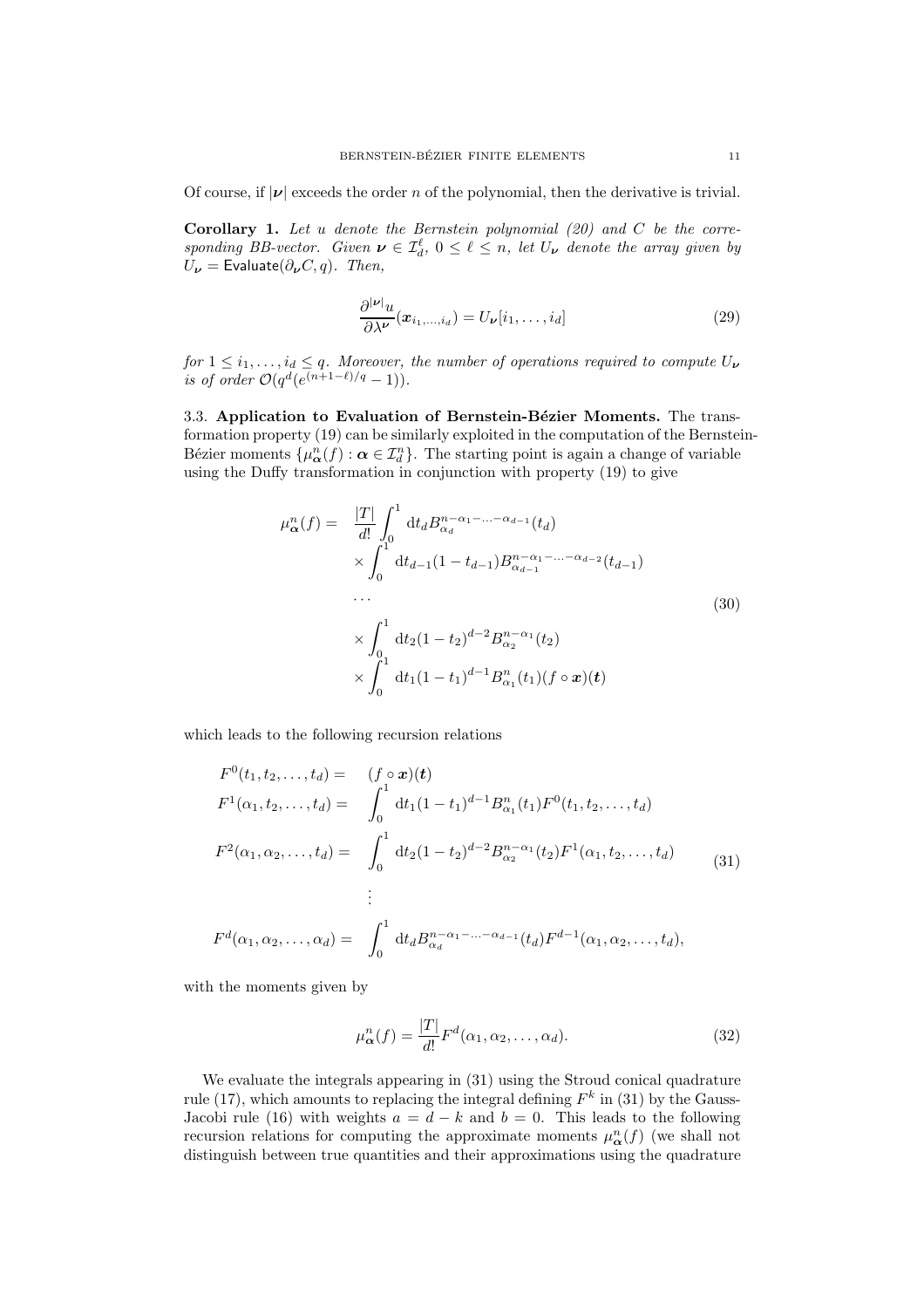Of course, if $|\boldsymbol{\nu}|$ exceeds the order $n$ of the polynomial, then the derivative is trivial.

**Corollary 1.** *Let $u$ denote the Bernstein polynomial (20) and $C$ be the corresponding BB-vector. Given $\boldsymbol{\nu} \in \mathcal{I}_d^\ell$, $0 \le \ell \le n$, let $U_{\boldsymbol{\nu}}$ denote the array given by $U_{\boldsymbol{\nu}} = \mathsf{Evaluate}(\partial_{\boldsymbol{\nu}} C, q)$. Then,*

$$\frac{\partial^{|\boldsymbol{\nu}|} u}{\partial \lambda^{\boldsymbol{\nu}}}(\boldsymbol{x}_{i_1,\ldots,i_d}) = U_{\boldsymbol{\nu}}[i_1,\ldots,i_d] \tag{29}$$

*for $1 \le i_1,\ldots,i_d \le q$. Moreover, the number of operations required to compute $U_{\boldsymbol{\nu}}$ is of order $\mathcal{O}(q^d(e^{(n+1-\ell)/q}-1))$.*

### 3.3. Application to Evaluation of Bernstein-Bézier Moments.

The transformation property (19) can be similarly exploited in the computation of the Bernstein-Bézier moments $\{\mu^n_{\boldsymbol{\alpha}}(f) : \boldsymbol{\alpha} \in \mathcal{I}^n_d\}$. The starting point is again a change of variable using the Duffy transformation in conjunction with property (19) to give

$$\begin{aligned}
\mu^n_{\boldsymbol{\alpha}}(f) = \;& \frac{|T|}{d!}\int_0^1 \mathrm{d}t_d B^{n-\alpha_1-\ldots-\alpha_{d-1}}_{\alpha_d}(t_d) \\
& \times \int_0^1 \mathrm{d}t_{d-1}(1-t_{d-1}) B^{n-\alpha_1-\ldots-\alpha_{d-2}}_{\alpha_{d-1}}(t_{d-1}) \\
& \cdots \\
& \times \int_0^1 \mathrm{d}t_2 (1-t_2)^{d-2} B^{n-\alpha_1}_{\alpha_2}(t_2) \\
& \times \int_0^1 \mathrm{d}t_1 (1-t_1)^{d-1} B^{n}_{\alpha_1}(t_1) (f\circ \boldsymbol{x})(\boldsymbol{t})
\end{aligned} \tag{30}$$

which leads to the following recursion relations

$$\begin{aligned}
F^0(t_1,t_2,\ldots,t_d) = \;& (f\circ\boldsymbol{x})(\boldsymbol{t}) \\
F^1(\alpha_1,t_2,\ldots,t_d) = \;& \int_0^1 \mathrm{d}t_1(1-t_1)^{d-1} B^n_{\alpha_1}(t_1) F^0(t_1,t_2,\ldots,t_d) \\
F^2(\alpha_1,\alpha_2,\ldots,t_d) = \;& \int_0^1 \mathrm{d}t_2(1-t_2)^{d-2} B^{n-\alpha_1}_{\alpha_2}(t_2) F^1(\alpha_1,t_2,\ldots,t_d) \\
& \vdots \\
F^d(\alpha_1,\alpha_2,\ldots,\alpha_d) = \;& \int_0^1 \mathrm{d}t_d B^{n-\alpha_1-\ldots-\alpha_{d-1}}_{\alpha_d}(t_d) F^{d-1}(\alpha_1,\alpha_2,\ldots,t_d),
\end{aligned} \tag{31}$$

with the moments given by

$$\mu^n_{\boldsymbol{\alpha}}(f) = \frac{|T|}{d!} F^d(\alpha_1,\alpha_2,\ldots,\alpha_d). \tag{32}$$

We evaluate the integrals appearing in (31) using the Stroud conical quadrature rule (17), which amounts to replacing the integral defining $F^k$ in (31) by the Gauss-Jacobi rule (16) with weights $a = d-k$ and $b = 0$. This leads to the following recursion relations for computing the approximate moments $\mu^n_{\boldsymbol{\alpha}}(f)$ (we shall not distinguish between true quantities and their approximations using the quadrature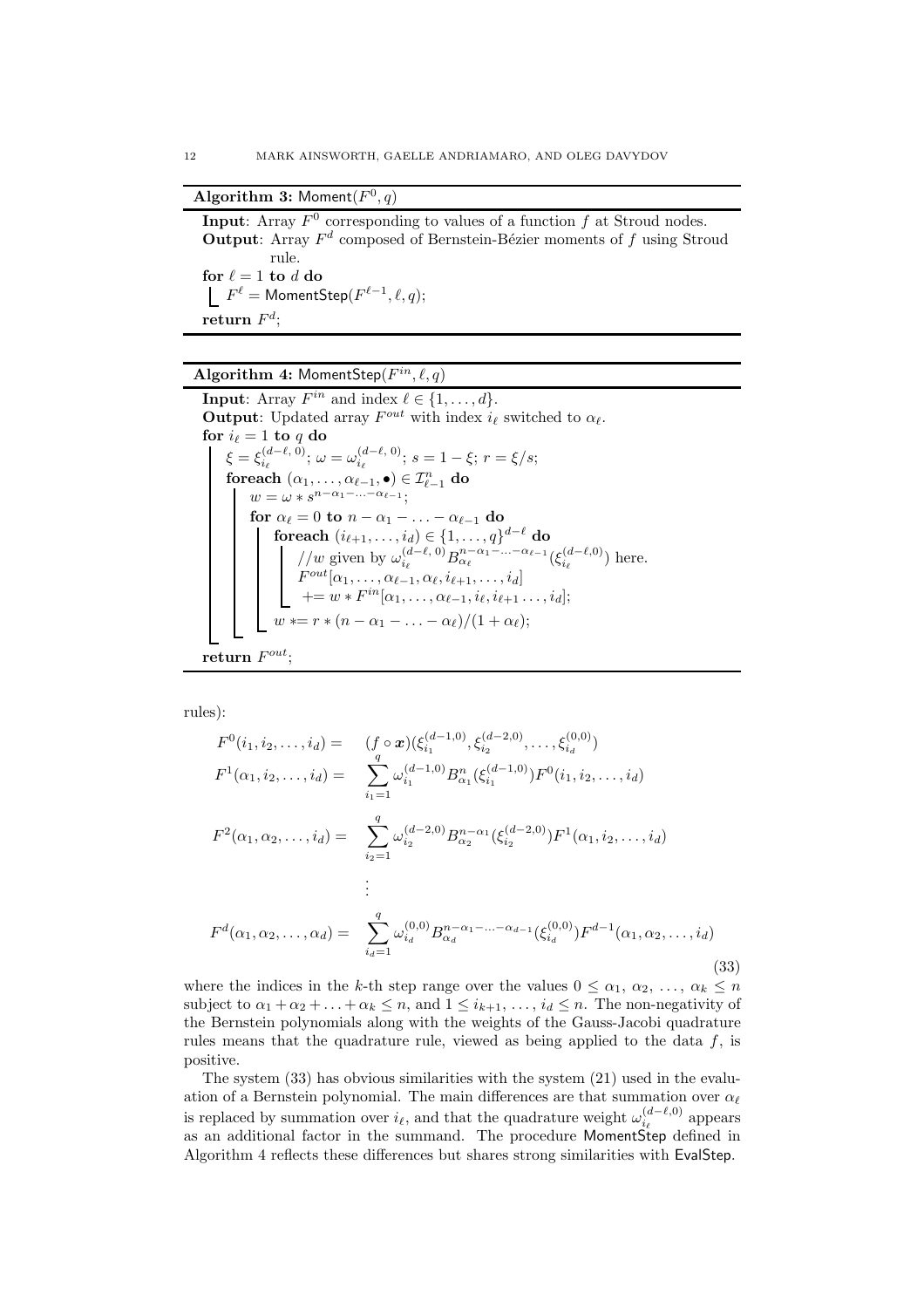**Algorithm 3:** Moment$(F^0, q)$

```
Input: Array F^0 corresponding to values of a function f at Stroud nodes.
Output: Array F^d composed of Bernstein-Bézier moments of f using Stroud
        rule.
for ℓ = 1 to d do
    F^ℓ = MomentStep(F^{ℓ-1}, ℓ, q);
return F^d;
```

**Algorithm 4:** MomentStep$(F^{in}, \ell, q)$

```
Input: Array F^in and index ℓ ∈ {1, ..., d}.
Output: Updated array F^out with index i_ℓ switched to α_ℓ.
for i_ℓ = 1 to q do
    ξ = ξ_{i_ℓ}^{(d-ℓ, 0)}; ω = ω_{i_ℓ}^{(d-ℓ, 0)}; s = 1 - ξ; r = ξ/s;
    foreach (α_1, ..., α_{ℓ-1}, •) ∈ I_{ℓ-1}^n do
        w = ω * s^{n-α_1-...-α_{ℓ-1}};
        for α_ℓ = 0 to n - α_1 - ... - α_{ℓ-1} do
            foreach (i_{ℓ+1}, ..., i_d) ∈ {1, ..., q}^{d-ℓ} do
                //w given by ω_{i_ℓ}^{(d-ℓ, 0)} B_{α_ℓ}^{n-α_1-...-α_{ℓ-1}}(ξ_{i_ℓ}^{(d-ℓ,0)}) here.
                F^out[α_1, ..., α_{ℓ-1}, α_ℓ, i_{ℓ+1}, ..., i_d]
                 += w * F^in[α_1, ..., α_{ℓ-1}, i_ℓ, i_{ℓ+1} ..., i_d];
            w *= r * (n - α_1 - ... - α_ℓ)/(1 + α_ℓ);
return F^out;
```

rules):

$$
\begin{aligned}
F^0(i_1, i_2, \ldots, i_d) &= (f \circ \boldsymbol{x})(\xi_{i_1}^{(d-1,0)}, \xi_{i_2}^{(d-2,0)}, \ldots, \xi_{i_d}^{(0,0)}) \\
F^1(\alpha_1, i_2, \ldots, i_d) &= \sum_{i_1=1}^{q} \omega_{i_1}^{(d-1,0)} B_{\alpha_1}^{n}(\xi_{i_1}^{(d-1,0)}) F^0(i_1, i_2, \ldots, i_d) \\
F^2(\alpha_1, \alpha_2, \ldots, i_d) &= \sum_{i_2=1}^{q} \omega_{i_2}^{(d-2,0)} B_{\alpha_2}^{n-\alpha_1}(\xi_{i_2}^{(d-2,0)}) F^1(\alpha_1, i_2, \ldots, i_d) \\
&\;\;\vdots \\
F^d(\alpha_1, \alpha_2, \ldots, \alpha_d) &= \sum_{i_d=1}^{q} \omega_{i_d}^{(0,0)} B_{\alpha_d}^{n-\alpha_1-\ldots-\alpha_{d-1}}(\xi_{i_d}^{(0,0)}) F^{d-1}(\alpha_1, \alpha_2, \ldots, i_d)
\end{aligned}
\tag{33}
$$

where the indices in the $k$-th step range over the values $0 \le \alpha_1, \alpha_2, \ldots, \alpha_k \le n$ subject to $\alpha_1 + \alpha_2 + \ldots + \alpha_k \le n$, and $1 \le i_{k+1}, \ldots, i_d \le n$. The non-negativity of the Bernstein polynomials along with the weights of the Gauss-Jacobi quadrature rules means that the quadrature rule, viewed as being applied to the data $f$, is positive.

The system (33) has obvious similarities with the system (21) used in the evaluation of a Bernstein polynomial. The main differences are that summation over $\alpha_\ell$ is replaced by summation over $i_\ell$, and that the quadrature weight $\omega_{i_\ell}^{(d-\ell,0)}$ appears as an additional factor in the summand. The procedure MomentStep defined in Algorithm 4 reflects these differences but shares strong similarities with EvalStep.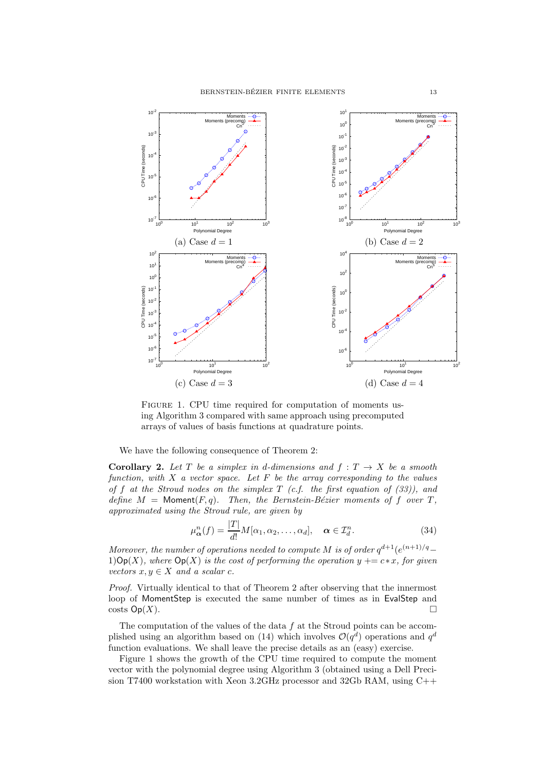(a) Case $d = 1$

(b) Case $d = 2$

(c) Case $d = 3$

(d) Case $d = 4$

FIGURE 1. CPU time required for computation of moments using Algorithm 3 compared with same approach using precomputed arrays of values of basis functions at quadrature points.

We have the following consequence of Theorem 2:

**Corollary 2.** *Let $T$ be a simplex in $d$-dimensions and $f : T \to X$ be a smooth function, with $X$ a vector space. Let $F$ be the array corresponding to the values of $f$ at the Stroud nodes on the simplex $T$ (c.f. the first equation of (33)), and define $M = \mathsf{Moment}(F, q)$. Then, the Bernstein-Bézier moments of $f$ over $T$, approximated using the Stroud rule, are given by*

$$\mu^n_{\boldsymbol{\alpha}}(f) = \frac{|T|}{d!} M[\alpha_1, \alpha_2, \ldots, \alpha_d], \quad \boldsymbol{\alpha} \in \mathcal{I}^n_d. \tag{34}$$

*Moreover, the number of operations needed to compute $M$ is of order $q^{d+1}(e^{(n+1)/q} - 1)\mathsf{Op}(X)$, where $\mathsf{Op}(X)$ is the cost of performing the operation $y \mathrel{+}= c * x$, for given vectors $x, y \in X$ and a scalar $c$.*

*Proof.* Virtually identical to that of Theorem 2 after observing that the innermost loop of $\mathsf{MomentStep}$ is executed the same number of times as in $\mathsf{EvalStep}$ and costs $\mathsf{Op}(X)$. $\square$

The computation of the values of the data $f$ at the Stroud points can be accomplished using an algorithm based on (14) which involves $\mathcal{O}(q^d)$ operations and $q^d$ function evaluations. We shall leave the precise details as an (easy) exercise.

Figure 1 shows the growth of the CPU time required to compute the moment vector with the polynomial degree using Algorithm 3 (obtained using a Dell Precision T7400 workstation with Xeon 3.2GHz processor and 32Gb RAM, using C++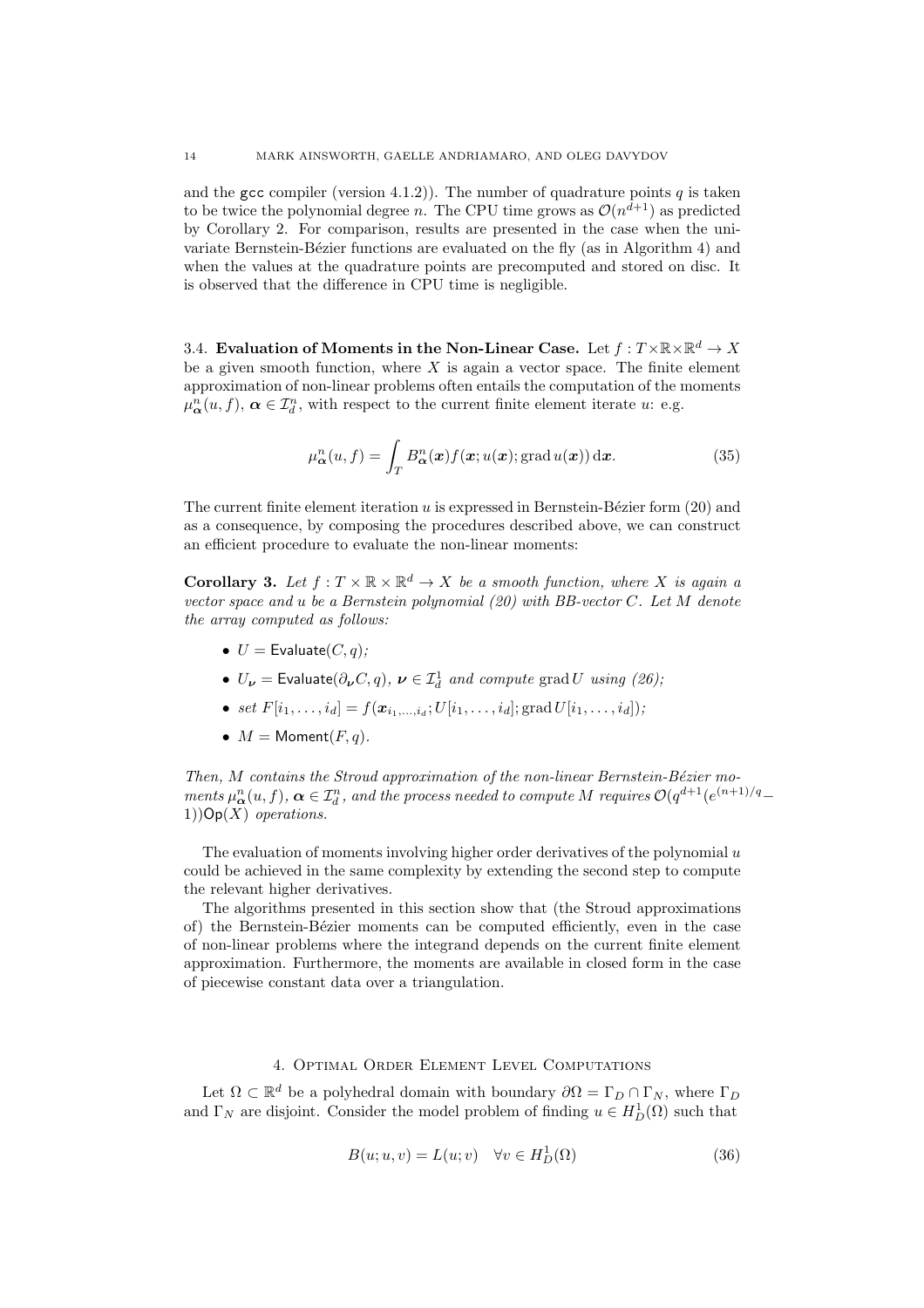and the gcc compiler (version 4.1.2)). The number of quadrature points $q$ is taken to be twice the polynomial degree $n$. The CPU time grows as $\mathcal{O}(n^{d+1})$ as predicted by Corollary 2. For comparison, results are presented in the case when the univariate Bernstein-Bézier functions are evaluated on the fly (as in Algorithm 4) and when the values at the quadrature points are precomputed and stored on disc. It is observed that the difference in CPU time is negligible.

### 3.4. Evaluation of Moments in the Non-Linear Case.

Let $f : T\times\mathbb{R}\times\mathbb{R}^d \to X$ be a given smooth function, where $X$ is again a vector space. The finite element approximation of non-linear problems often entails the computation of the moments $\mu^n_{\boldsymbol{\alpha}}(u, f)$, $\boldsymbol{\alpha} \in \mathcal{I}^n_d$, with respect to the current finite element iterate $u$: e.g.

$$\mu^n_{\boldsymbol{\alpha}}(u, f) = \int_T B^n_{\boldsymbol{\alpha}}(\boldsymbol{x}) f(\boldsymbol{x}; u(\boldsymbol{x}); \operatorname{grad} u(\boldsymbol{x}))\, \mathrm{d}\boldsymbol{x}. \tag{35}$$

The current finite element iteration $u$ is expressed in Bernstein-Bézier form (20) and as a consequence, by composing the procedures described above, we can construct an efficient procedure to evaluate the non-linear moments:

**Corollary 3.** *Let $f : T \times \mathbb{R} \times \mathbb{R}^d \to X$ be a smooth function, where $X$ is again a vector space and $u$ be a Bernstein polynomial (20) with BB-vector $C$. Let $M$ denote the array computed as follows:*

- $U = \mathsf{Evaluate}(C, q)$*;*
- $U_{\boldsymbol{\nu}} = \mathsf{Evaluate}(\partial_{\boldsymbol{\nu}} C, q)$*,* $\boldsymbol{\nu} \in \mathcal{I}^1_d$ *and compute* $\operatorname{grad} U$ *using (26);*
- *set* $F[i_1, \dots, i_d] = f(\boldsymbol{x}_{i_1,\dots,i_d}; U[i_1, \dots, i_d]; \operatorname{grad} U[i_1, \dots, i_d])$*;*
- $M = \mathsf{Moment}(F, q)$*.*

*Then, $M$ contains the Stroud approximation of the non-linear Bernstein-Bézier moments $\mu^n_{\boldsymbol{\alpha}}(u, f)$, $\boldsymbol{\alpha} \in \mathcal{I}^n_d$, and the process needed to compute $M$ requires $\mathcal{O}(q^{d+1}(e^{(n+1)/q} - 1))\mathsf{Op}(X)$ operations.*

The evaluation of moments involving higher order derivatives of the polynomial $u$ could be achieved in the same complexity by extending the second step to compute the relevant higher derivatives.

The algorithms presented in this section show that (the Stroud approximations of) the Bernstein-Bézier moments can be computed efficiently, even in the case of non-linear problems where the integrand depends on the current finite element approximation. Furthermore, the moments are available in closed form in the case of piecewise constant data over a triangulation.

## 4. Optimal Order Element Level Computations

Let $\Omega \subset \mathbb{R}^d$ be a polyhedral domain with boundary $\partial\Omega = \Gamma_D \cap \Gamma_N$, where $\Gamma_D$ and $\Gamma_N$ are disjoint. Consider the model problem of finding $u \in H^1_D(\Omega)$ such that

$$B(u; u, v) = L(u; v) \quad \forall v \in H^1_D(\Omega) \tag{36}$$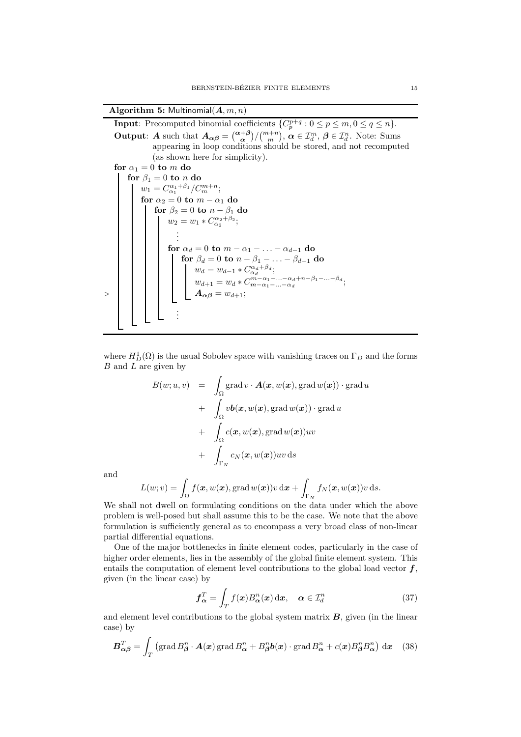**Algorithm 5:** Multinomial($\boldsymbol{A}, m, n$)

**Input**: Precomputed binomial coefficients $\{C_p^{p+q} : 0 \leq p \leq m, 0 \leq q \leq n\}$.

**Output**: $\boldsymbol{A}$ such that $\boldsymbol{A}_{\boldsymbol{\alpha\beta}} = \binom{\boldsymbol{\alpha}+\boldsymbol{\beta}}{\boldsymbol{\alpha}}/\binom{m+n}{m}$, $\boldsymbol{\alpha} \in \mathcal{I}_d^m$, $\boldsymbol{\beta} \in \mathcal{I}_d^n$. Note: Sums appearing in loop conditions should be stored, and not recomputed (as shown here for simplicity).

```
for α_1 = 0 to m do
    for β_1 = 0 to n do
        w_1 = C_{α_1}^{α_1+β_1} / C_m^{m+n};
        for α_2 = 0 to m − α_1 do
            for β_2 = 0 to n − β_1 do
                w_2 = w_1 * C_{α_2}^{α_2+β_2};
                ⋮
                for α_d = 0 to m − α_1 − … − α_{d−1} do
                    for β_d = 0 to n − β_1 − … − β_{d−1} do
                        w_d = w_{d−1} * C_{α_d}^{α_d+β_d};
                        w_{d+1} = w_d * C_{m−α_1−…−α_d}^{m−α_1−…−α_d+n−β_1−…−β_d};
                        A_{αβ} = w_{d+1};
                ⋮
```

where $H_D^1(\Omega)$ is the usual Sobolev space with vanishing traces on $\Gamma_D$ and the forms $B$ and $L$ are given by

$$
\begin{aligned}
B(w; u, v) &= \int_\Omega \operatorname{grad} v \cdot \boldsymbol{A}(\boldsymbol{x}, w(\boldsymbol{x}), \operatorname{grad} w(\boldsymbol{x})) \cdot \operatorname{grad} u \\
&+ \int_\Omega v \boldsymbol{b}(\boldsymbol{x}, w(\boldsymbol{x}), \operatorname{grad} w(\boldsymbol{x})) \cdot \operatorname{grad} u \\
&+ \int_\Omega c(\boldsymbol{x}, w(\boldsymbol{x}), \operatorname{grad} w(\boldsymbol{x})) uv \\
&+ \int_{\Gamma_N} c_N(\boldsymbol{x}, w(\boldsymbol{x})) uv \, \mathrm{d}s
\end{aligned}
$$

and

$$
L(w; v) = \int_\Omega f(\boldsymbol{x}, w(\boldsymbol{x}), \operatorname{grad} w(\boldsymbol{x})) v \, \mathrm{d}\boldsymbol{x} + \int_{\Gamma_N} f_N(\boldsymbol{x}, w(\boldsymbol{x})) v \, \mathrm{d}s.
$$

We shall not dwell on formulating conditions on the data under which the above problem is well-posed but shall assume this to be the case. We note that the above formulation is sufficiently general as to encompass a very broad class of non-linear partial differential equations.

One of the major bottlenecks in finite element codes, particularly in the case of higher order elements, lies in the assembly of the global finite element system. This entails the computation of element level contributions to the global load vector $\boldsymbol{f}$, given (in the linear case) by

$$
\boldsymbol{f}_{\boldsymbol{\alpha}}^T = \int_T f(\boldsymbol{x}) B_{\boldsymbol{\alpha}}^n(\boldsymbol{x}) \, \mathrm{d}\boldsymbol{x}, \quad \boldsymbol{\alpha} \in \mathcal{I}_d^n \tag{37}
$$

and element level contributions to the global system matrix $\boldsymbol{B}$, given (in the linear case) by

$$
\boldsymbol{B}_{\boldsymbol{\alpha\beta}}^T = \int_T \left( \operatorname{grad} B_{\boldsymbol{\beta}}^n \cdot \boldsymbol{A}(\boldsymbol{x}) \operatorname{grad} B_{\boldsymbol{\alpha}}^n + B_{\boldsymbol{\beta}}^n \boldsymbol{b}(\boldsymbol{x}) \cdot \operatorname{grad} B_{\boldsymbol{\alpha}}^n + c(\boldsymbol{x}) B_{\boldsymbol{\beta}}^n B_{\boldsymbol{\alpha}}^n \right) \, \mathrm{d}\boldsymbol{x} \tag{38}
$$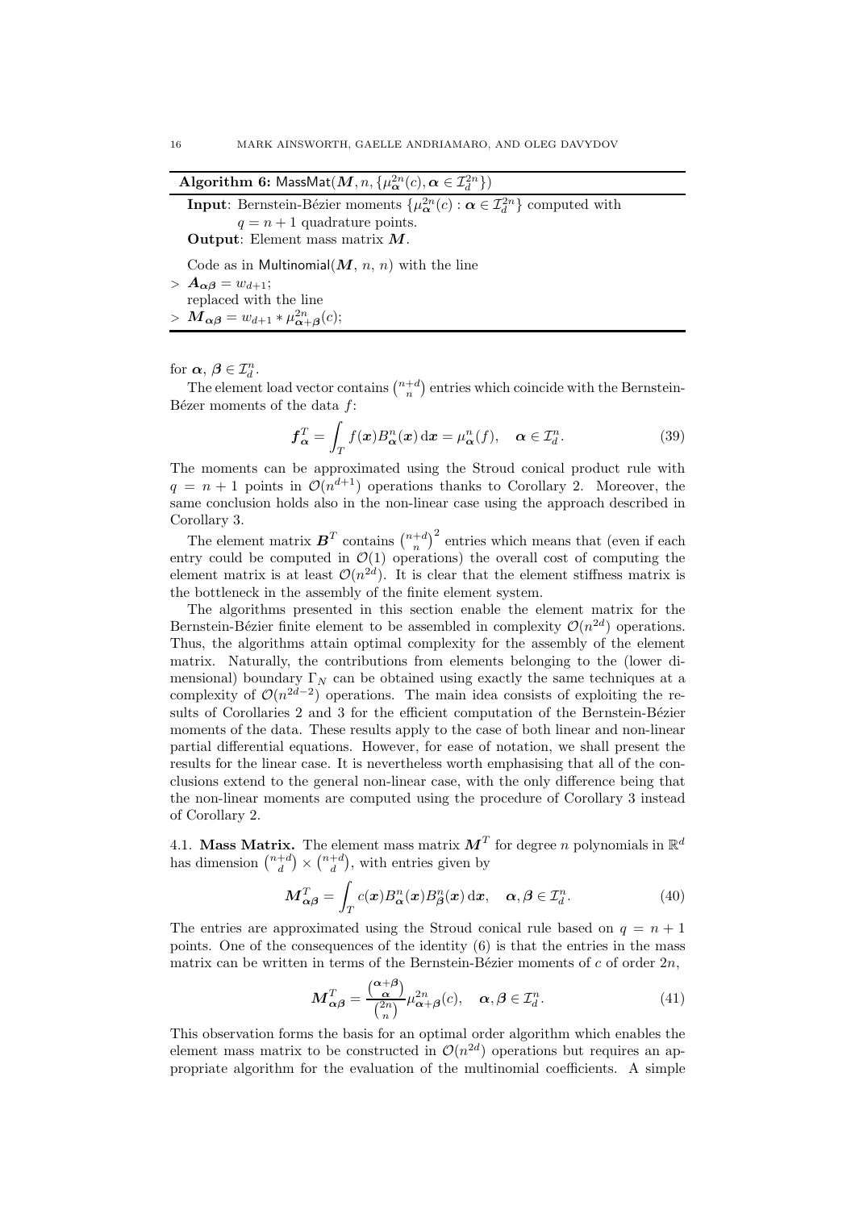**Algorithm 6:** MassMat($\boldsymbol{M}, n, \{\mu^{2n}_{\boldsymbol{\alpha}}(c), \boldsymbol{\alpha} \in \mathcal{I}^{2n}_d\}$)

**Input**: Bernstein-Bézier moments $\{\mu^{2n}_{\boldsymbol{\alpha}}(c) : \boldsymbol{\alpha} \in \mathcal{I}^{2n}_d\}$ computed with $q = n+1$ quadrature points.
**Output**: Element mass matrix $\boldsymbol{M}$.

```
Code as in Multinomial(M, n, n) with the line
> A_αβ = w_{d+1};
replaced with the line
> M_αβ = w_{d+1} * μ^{2n}_{α+β}(c);
```

for $\boldsymbol{\alpha}, \boldsymbol{\beta} \in \mathcal{I}^n_d$.

The element load vector contains $\binom{n+d}{n}$ entries which coincide with the Bernstein-Bézer moments of the data $f$:

$$\boldsymbol{f}^T_{\boldsymbol{\alpha}} = \int_T f(\boldsymbol{x}) B^n_{\boldsymbol{\alpha}}(\boldsymbol{x}) \, d\boldsymbol{x} = \mu^n_{\boldsymbol{\alpha}}(f), \quad \boldsymbol{\alpha} \in \mathcal{I}^n_d. \tag{39}$$

The moments can be approximated using the Stroud conical product rule with $q = n+1$ points in $\mathcal{O}(n^{d+1})$ operations thanks to Corollary 2. Moreover, the same conclusion holds also in the non-linear case using the approach described in Corollary 3.

The element matrix $\boldsymbol{B}^T$ contains $\binom{n+d}{n}^2$ entries which means that (even if each entry could be computed in $\mathcal{O}(1)$ operations) the overall cost of computing the element matrix is at least $\mathcal{O}(n^{2d})$. It is clear that the element stiffness matrix is the bottleneck in the assembly of the finite element system.

The algorithms presented in this section enable the element matrix for the Bernstein-Bézier finite element to be assembled in complexity $\mathcal{O}(n^{2d})$ operations. Thus, the algorithms attain optimal complexity for the assembly of the element matrix. Naturally, the contributions from elements belonging to the (lower dimensional) boundary $\Gamma_N$ can be obtained using exactly the same techniques at a complexity of $\mathcal{O}(n^{2d-2})$ operations. The main idea consists of exploiting the results of Corollaries 2 and 3 for the efficient computation of the Bernstein-Bézier moments of the data. These results apply to the case of both linear and non-linear partial differential equations. However, for ease of notation, we shall present the results for the linear case. It is nevertheless worth emphasising that all of the conclusions extend to the general non-linear case, with the only difference being that the non-linear moments are computed using the procedure of Corollary 3 instead of Corollary 2.

### 4.1. Mass Matrix.

The element mass matrix $\boldsymbol{M}^T$ for degree $n$ polynomials in $\mathbb{R}^d$ has dimension $\binom{n+d}{d} \times \binom{n+d}{d}$, with entries given by

$$\boldsymbol{M}^T_{\boldsymbol{\alpha}\boldsymbol{\beta}} = \int_T c(\boldsymbol{x}) B^n_{\boldsymbol{\alpha}}(\boldsymbol{x}) B^n_{\boldsymbol{\beta}}(\boldsymbol{x}) \, d\boldsymbol{x}, \quad \boldsymbol{\alpha}, \boldsymbol{\beta} \in \mathcal{I}^n_d. \tag{40}$$

The entries are approximated using the Stroud conical rule based on $q = n+1$ points. One of the consequences of the identity (6) is that the entries in the mass matrix can be written in terms of the Bernstein-Bézier moments of $c$ of order $2n$,

$$\boldsymbol{M}^T_{\boldsymbol{\alpha}\boldsymbol{\beta}} = \frac{\binom{\boldsymbol{\alpha}+\boldsymbol{\beta}}{\boldsymbol{\alpha}}}{\binom{2n}{n}} \mu^{2n}_{\boldsymbol{\alpha}+\boldsymbol{\beta}}(c), \quad \boldsymbol{\alpha}, \boldsymbol{\beta} \in \mathcal{I}^n_d. \tag{41}$$

This observation forms the basis for an optimal order algorithm which enables the element mass matrix to be constructed in $\mathcal{O}(n^{2d})$ operations but requires an appropriate algorithm for the evaluation of the multinomial coefficients. A simple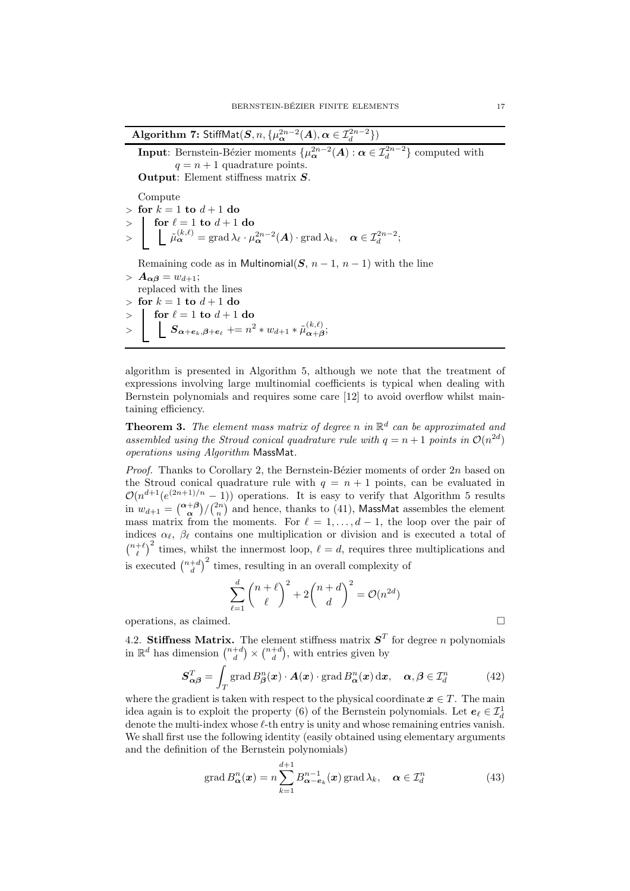**Algorithm 7:** StiffMat($\boldsymbol{S}, n, \{\mu_{\boldsymbol{\alpha}}^{2n-2}(\boldsymbol{A}), \boldsymbol{\alpha} \in \mathcal{I}_d^{2n-2}\}$)

**Input**: Bernstein-Bézier moments $\{\mu_{\boldsymbol{\alpha}}^{2n-2}(\boldsymbol{A}) : \boldsymbol{\alpha} \in \mathcal{I}_d^{2n-2}\}$ computed with $q = n+1$ quadrature points.
**Output**: Element stiffness matrix $\boldsymbol{S}$.

```
Compute
> for k = 1 to d+1 do
>   for ℓ = 1 to d+1 do
>     μ̃_α^(k,ℓ) = grad λ_ℓ · μ_α^(2n-2)(A) · grad λ_k,   α ∈ I_d^(2n-2);

Remaining code as in Multinomial(S, n−1, n−1) with the line
> A_αβ = w_(d+1);
replaced with the lines
> for k = 1 to d+1 do
>   for ℓ = 1 to d+1 do
>     S_(α+e_k, β+e_ℓ) += n^2 * w_(d+1) * μ̃_(α+β)^(k,ℓ);
```

algorithm is presented in Algorithm 5, although we note that the treatment of expressions involving large multinomial coefficients is typical when dealing with Bernstein polynomials and requires some care [12] to avoid overflow whilst maintaining efficiency.

**Theorem 3.** *The element mass matrix of degree $n$ in $\mathbb{R}^d$ can be approximated and assembled using the Stroud conical quadrature rule with $q = n+1$ points in $\mathcal{O}(n^{2d})$ operations using Algorithm* MassMat.

*Proof.* Thanks to Corollary 2, the Bernstein-Bézier moments of order $2n$ based on the Stroud conical quadrature rule with $q = n+1$ points, can be evaluated in $\mathcal{O}(n^{d+1}(e^{(2n+1)/n} - 1))$ operations. It is easy to verify that Algorithm 5 results in $w_{d+1} = \binom{\boldsymbol{\alpha}+\boldsymbol{\beta}}{\boldsymbol{\alpha}} / \binom{2n}{n}$ and hence, thanks to (41), MassMat assembles the element mass matrix from the moments. For $\ell = 1, \ldots, d-1$, the loop over the pair of indices $\alpha_\ell$, $\beta_\ell$ contains one multiplication or division and is executed a total of $\binom{n+\ell}{\ell}^2$ times, whilst the innermost loop, $\ell = d$, requires three multiplications and is executed $\binom{n+d}{d}^2$ times, resulting in an overall complexity of

$$\sum_{\ell=1}^{d} \binom{n+\ell}{\ell}^2 + 2\binom{n+d}{d}^2 = \mathcal{O}(n^{2d})$$

operations, as claimed. $\square$

4.2. **Stiffness Matrix.** The element stiffness matrix $\boldsymbol{S}^T$ for degree $n$ polynomials in $\mathbb{R}^d$ has dimension $\binom{n+d}{d} \times \binom{n+d}{d}$, with entries given by

$$\boldsymbol{S}^T_{\boldsymbol{\alpha}\boldsymbol{\beta}} = \int_T \operatorname{grad} B^n_{\boldsymbol{\beta}}(\boldsymbol{x}) \cdot \boldsymbol{A}(\boldsymbol{x}) \cdot \operatorname{grad} B^n_{\boldsymbol{\alpha}}(\boldsymbol{x}) \, \mathrm{d}\boldsymbol{x}, \quad \boldsymbol{\alpha}, \boldsymbol{\beta} \in \mathcal{I}^n_d \tag{42}$$

where the gradient is taken with respect to the physical coordinate $\boldsymbol{x} \in T$. The main idea again is to exploit the property (6) of the Bernstein polynomials. Let $\boldsymbol{e}_\ell \in \mathcal{I}^1_d$ denote the multi-index whose $\ell$-th entry is unity and whose remaining entries vanish. We shall first use the following identity (easily obtained using elementary arguments and the definition of the Bernstein polynomials)

$$\operatorname{grad} B^n_{\boldsymbol{\alpha}}(\boldsymbol{x}) = n \sum_{k=1}^{d+1} B^{n-1}_{\boldsymbol{\alpha}-\boldsymbol{e}_k}(\boldsymbol{x}) \operatorname{grad} \lambda_k, \quad \boldsymbol{\alpha} \in \mathcal{I}^n_d \tag{43}$$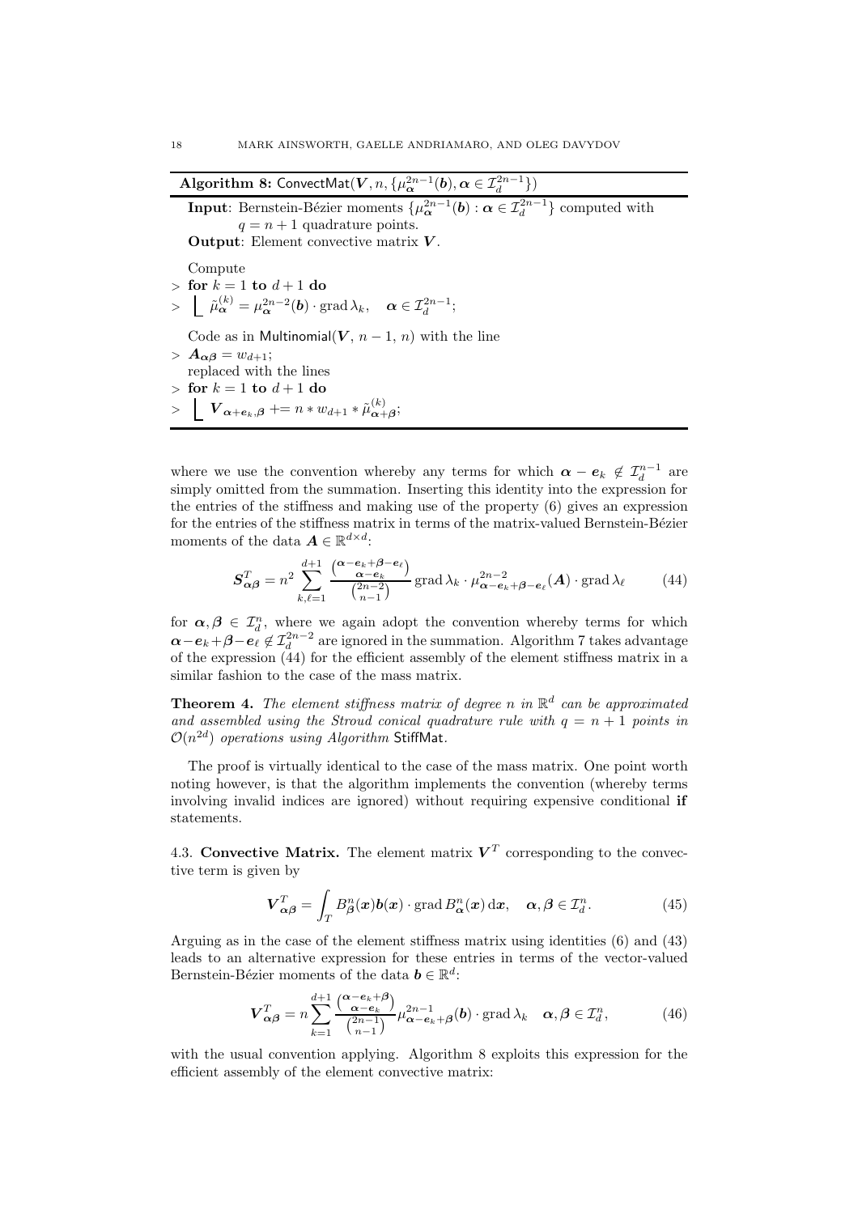**Algorithm 8:** ConvectMat($\boldsymbol{V}, n, \{\mu_{\boldsymbol{\alpha}}^{2n-1}(\boldsymbol{b}), \boldsymbol{\alpha} \in \mathcal{I}_d^{2n-1}\}$)

**Input**: Bernstein-Bézier moments $\{\mu_{\boldsymbol{\alpha}}^{2n-1}(\boldsymbol{b}) : \boldsymbol{\alpha} \in \mathcal{I}_d^{2n-1}\}$ computed with $q = n+1$ quadrature points.

**Output**: Element convective matrix $\boldsymbol{V}$.

```
Compute
> for k = 1 to d+1 do
>   μ̃_α^(k) = μ_α^(2n-2)(b) · grad λ_k,   α ∈ I_d^(2n-1);

Code as in Multinomial(V, n-1, n) with the line
> A_αβ = w_{d+1};
replaced with the lines
> for k = 1 to d+1 do
>   V_{α+e_k,β} += n * w_{d+1} * μ̃_{α+β}^(k);
```

where we use the convention whereby any terms for which $\boldsymbol{\alpha} - \boldsymbol{e}_k \notin \mathcal{I}_d^{n-1}$ are simply omitted from the summation. Inserting this identity into the expression for the entries of the stiffness and making use of the property (6) gives an expression for the entries of the stiffness matrix in terms of the matrix-valued Bernstein-Bézier moments of the data $\boldsymbol{A} \in \mathbb{R}^{d\times d}$:

$$\boldsymbol{S}^T_{\boldsymbol{\alpha\beta}} = n^2 \sum_{k,\ell=1}^{d+1} \frac{\binom{\boldsymbol{\alpha}-\boldsymbol{e}_k+\boldsymbol{\beta}-\boldsymbol{e}_\ell}{\boldsymbol{\alpha}-\boldsymbol{e}_k}}{\binom{2n-2}{n-1}} \operatorname{grad}\lambda_k \cdot \mu^{2n-2}_{\boldsymbol{\alpha}-\boldsymbol{e}_k+\boldsymbol{\beta}-\boldsymbol{e}_\ell}(\boldsymbol{A}) \cdot \operatorname{grad}\lambda_\ell \tag{44}$$

for $\boldsymbol{\alpha}, \boldsymbol{\beta} \in \mathcal{I}_d^n$, where we again adopt the convention whereby terms for which $\boldsymbol{\alpha}-\boldsymbol{e}_k+\boldsymbol{\beta}-\boldsymbol{e}_\ell \notin \mathcal{I}_d^{2n-2}$ are ignored in the summation. Algorithm 7 takes advantage of the expression (44) for the efficient assembly of the element stiffness matrix in a similar fashion to the case of the mass matrix.

**Theorem 4.** *The element stiffness matrix of degree $n$ in $\mathbb{R}^d$ can be approximated and assembled using the Stroud conical quadrature rule with $q = n+1$ points in $\mathcal{O}(n^{2d})$ operations using Algorithm* StiffMat.

The proof is virtually identical to the case of the mass matrix. One point worth noting however, is that the algorithm implements the convention (whereby terms involving invalid indices are ignored) without requiring expensive conditional **if** statements.

### 4.3. Convective Matrix.

The element matrix $\boldsymbol{V}^T$ corresponding to the convective term is given by

$$\boldsymbol{V}^T_{\boldsymbol{\alpha\beta}} = \int_T B^n_{\boldsymbol{\beta}}(\boldsymbol{x})\boldsymbol{b}(\boldsymbol{x}) \cdot \operatorname{grad} B^n_{\boldsymbol{\alpha}}(\boldsymbol{x})\,\mathrm{d}\boldsymbol{x}, \quad \boldsymbol{\alpha}, \boldsymbol{\beta} \in \mathcal{I}_d^n. \tag{45}$$

Arguing as in the case of the element stiffness matrix using identities (6) and (43) leads to an alternative expression for these entries in terms of the vector-valued Bernstein-Bézier moments of the data $\boldsymbol{b} \in \mathbb{R}^d$:

$$\boldsymbol{V}^T_{\boldsymbol{\alpha\beta}} = n \sum_{k=1}^{d+1} \frac{\binom{\boldsymbol{\alpha}-\boldsymbol{e}_k+\boldsymbol{\beta}}{\boldsymbol{\alpha}-\boldsymbol{e}_k}}{\binom{2n-1}{n-1}} \mu^{2n-1}_{\boldsymbol{\alpha}-\boldsymbol{e}_k+\boldsymbol{\beta}}(\boldsymbol{b}) \cdot \operatorname{grad}\lambda_k \quad \boldsymbol{\alpha}, \boldsymbol{\beta} \in \mathcal{I}_d^n, \tag{46}$$

with the usual convention applying. Algorithm 8 exploits this expression for the efficient assembly of the element convective matrix: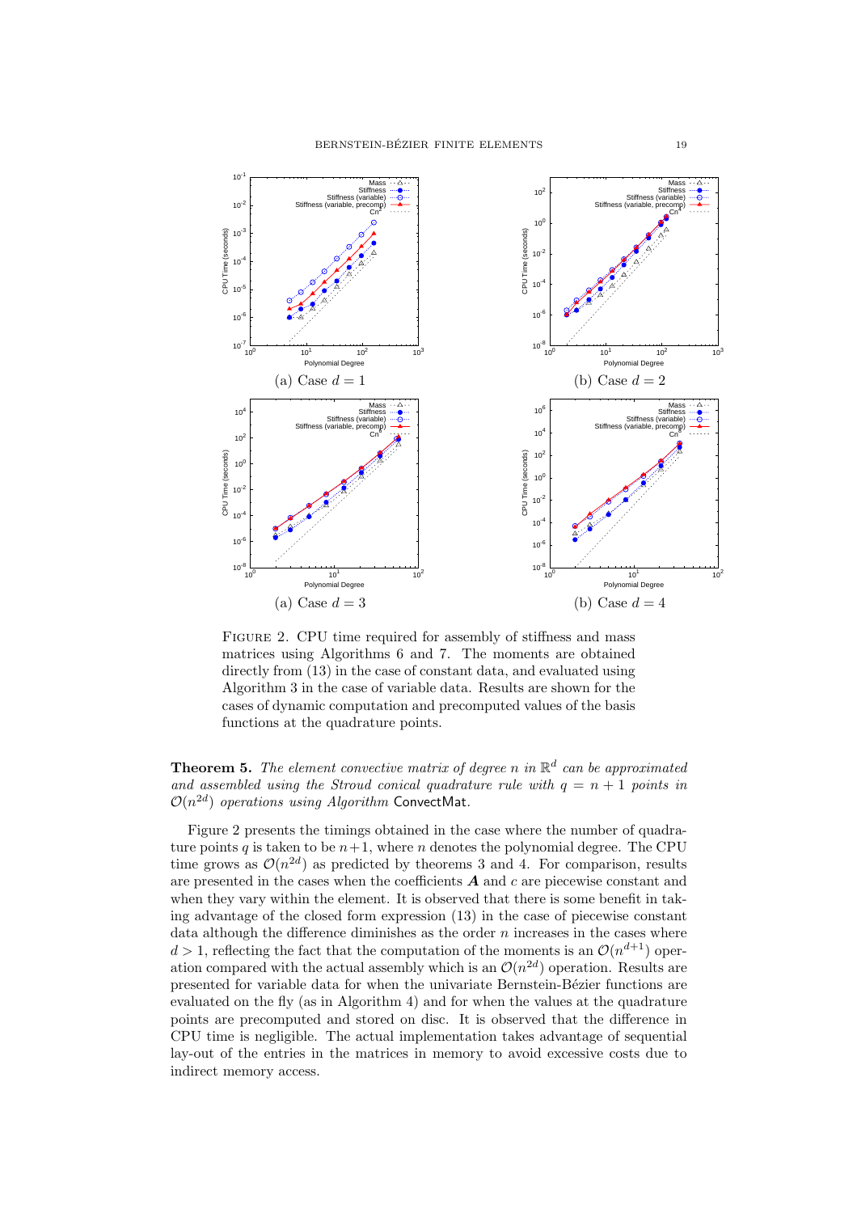(a) Case $d = 1$

(b) Case $d = 2$

(a) Case $d = 3$

(b) Case $d = 4$

FIGURE 2. CPU time required for assembly of stiffness and mass matrices using Algorithms 6 and 7. The moments are obtained directly from (13) in the case of constant data, and evaluated using Algorithm 3 in the case of variable data. Results are shown for the cases of dynamic computation and precomputed values of the basis functions at the quadrature points.

**Theorem 5.** *The element convective matrix of degree $n$ in $\mathbb{R}^d$ can be approximated and assembled using the Stroud conical quadrature rule with $q = n+1$ points in $\mathcal{O}(n^{2d})$ operations using Algorithm* ConvectMat.

Figure 2 presents the timings obtained in the case where the number of quadrature points $q$ is taken to be $n+1$, where $n$ denotes the polynomial degree. The CPU time grows as $\mathcal{O}(n^{2d})$ as predicted by theorems 3 and 4. For comparison, results are presented in the cases when the coefficients $\boldsymbol{A}$ and $c$ are piecewise constant and when they vary within the element. It is observed that there is some benefit in taking advantage of the closed form expression (13) in the case of piecewise constant data although the difference diminishes as the order $n$ increases in the cases where $d > 1$, reflecting the fact that the computation of the moments is an $\mathcal{O}(n^{d+1})$ operation compared with the actual assembly which is an $\mathcal{O}(n^{2d})$ operation. Results are presented for variable data for when the univariate Bernstein-Bézier functions are evaluated on the fly (as in Algorithm 4) and for when the values at the quadrature points are precomputed and stored on disc. It is observed that the difference in CPU time is negligible. The actual implementation takes advantage of sequential lay-out of the entries in the matrices in memory to avoid excessive costs due to indirect memory access.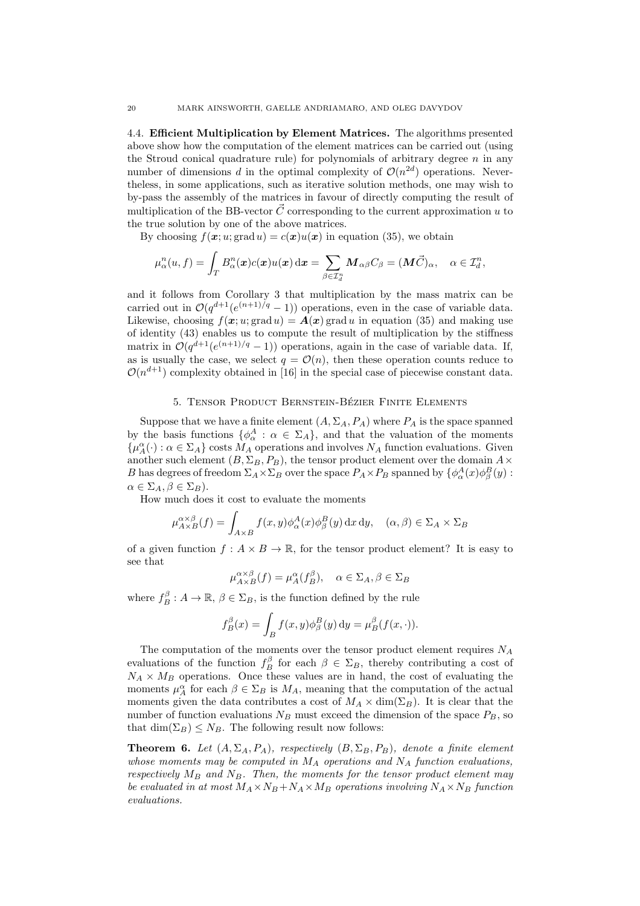### 4.4. **Efficient Multiplication by Element Matrices.**

The algorithms presented above show how the computation of the element matrices can be carried out (using the Stroud conical quadrature rule) for polynomials of arbitrary degree $n$ in any number of dimensions $d$ in the optimal complexity of $\mathcal{O}(n^{2d})$ operations. Nevertheless, in some applications, such as iterative solution methods, one may wish to by-pass the assembly of the matrices in favour of directly computing the result of multiplication of the BB-vector $\vec{C}$ corresponding to the current approximation $u$ to the true solution by one of the above matrices.

By choosing $f(\boldsymbol{x}; u; \operatorname{grad} u) = c(\boldsymbol{x})u(\boldsymbol{x})$ in equation (35), we obtain

$$\mu_\alpha^n(u, f) = \int_T B_\alpha^n(\boldsymbol{x}) c(\boldsymbol{x}) u(\boldsymbol{x})\,\mathrm{d}\boldsymbol{x} = \sum_{\beta \in \mathcal{I}_d^n} \boldsymbol{M}_{\alpha\beta} C_\beta = (\boldsymbol{M}\vec{C})_\alpha, \quad \alpha \in \mathcal{I}_d^n,$$

and it follows from Corollary 3 that multiplication by the mass matrix can be carried out in $\mathcal{O}(q^{d+1}(e^{(n+1)/q} - 1))$ operations, even in the case of variable data. Likewise, choosing $f(\boldsymbol{x}; u; \operatorname{grad} u) = \boldsymbol{A}(\boldsymbol{x}) \operatorname{grad} u$ in equation (35) and making use of identity (43) enables us to compute the result of multiplication by the stiffness matrix in $\mathcal{O}(q^{d+1}(e^{(n+1)/q} - 1))$ operations, again in the case of variable data. If, as is usually the case, we select $q = \mathcal{O}(n)$, then these operation counts reduce to $\mathcal{O}(n^{d+1})$ complexity obtained in [16] in the special case of piecewise constant data.

## 5. Tensor Product Bernstein-Bézier Finite Elements

Suppose that we have a finite element $(A, \Sigma_A, P_A)$ where $P_A$ is the space spanned by the basis functions $\{\phi_\alpha^A : \alpha \in \Sigma_A\}$, and that the valuation of the moments $\{\mu_A^\alpha(\cdot) : \alpha \in \Sigma_A\}$ costs $M_A$ operations and involves $N_A$ function evaluations. Given another such element $(B, \Sigma_B, P_B)$, the tensor product element over the domain $A \times B$ has degrees of freedom $\Sigma_A \times \Sigma_B$ over the space $P_A \times P_B$ spanned by $\{\phi_\alpha^A(x)\phi_\beta^B(y) : \alpha \in \Sigma_A, \beta \in \Sigma_B)$.

How much does it cost to evaluate the moments

$$\mu_{A\times B}^{\alpha\times\beta}(f) = \int_{A\times B} f(x,y)\phi_\alpha^A(x)\phi_\beta^B(y)\,\mathrm{d}x\,\mathrm{d}y, \quad (\alpha, \beta) \in \Sigma_A \times \Sigma_B$$

of a given function $f : A \times B \to \mathbb{R}$, for the tensor product element? It is easy to see that

$$\mu_{A\times B}^{\alpha\times\beta}(f) = \mu_A^\alpha(f_B^\beta), \quad \alpha \in \Sigma_A, \beta \in \Sigma_B$$

where $f_B^\beta : A \to \mathbb{R}$, $\beta \in \Sigma_B$, is the function defined by the rule

$$f_B^\beta(x) = \int_B f(x,y)\phi_\beta^B(y)\,\mathrm{d}y = \mu_B^\beta(f(x,\cdot)).$$

The computation of the moments over the tensor product element requires $N_A$ evaluations of the function $f_B^\beta$ for each $\beta \in \Sigma_B$, thereby contributing a cost of $N_A \times M_B$ operations. Once these values are in hand, the cost of evaluating the moments $\mu_A^\alpha$ for each $\beta \in \Sigma_B$ is $M_A$, meaning that the computation of the actual moments given the data contributes a cost of $M_A \times \dim(\Sigma_B)$. It is clear that the number of function evaluations $N_B$ must exceed the dimension of the space $P_B$, so that $\dim(\Sigma_B) \leq N_B$. The following result now follows:

**Theorem 6.** *Let $(A, \Sigma_A, P_A)$, respectively $(B, \Sigma_B, P_B)$, denote a finite element whose moments may be computed in $M_A$ operations and $N_A$ function evaluations, respectively $M_B$ and $N_B$. Then, the moments for the tensor product element may be evaluated in at most $M_A \times N_B + N_A \times M_B$ operations involving $N_A \times N_B$ function evaluations.*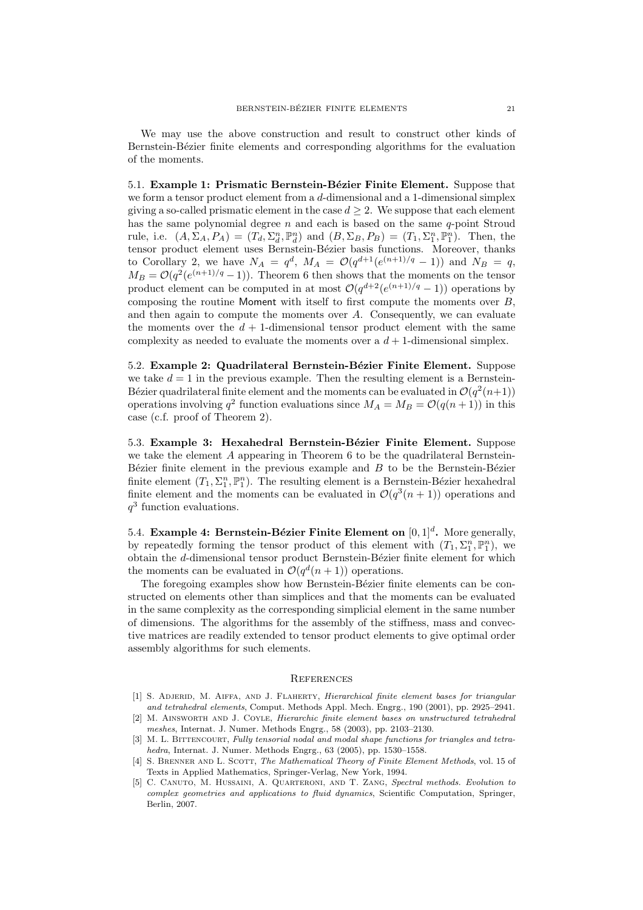We may use the above construction and result to construct other kinds of Bernstein-Bézier finite elements and corresponding algorithms for the evaluation of the moments.

5.1. **Example 1: Prismatic Bernstein-Bézier Finite Element.** Suppose that we form a tensor product element from a $d$-dimensional and a 1-dimensional simplex giving a so-called prismatic element in the case $d \geq 2$. We suppose that each element has the same polynomial degree $n$ and each is based on the same $q$-point Stroud rule, i.e. $(A, \Sigma_A, P_A) = (T_d, \Sigma_d^n, \mathbb{P}_d^n)$ and $(B, \Sigma_B, P_B) = (T_1, \Sigma_1^n, \mathbb{P}_1^n)$. Then, the tensor product element uses Bernstein-Bézier basis functions. Moreover, thanks to Corollary 2, we have $N_A = q^d$, $M_A = \mathcal{O}(q^{d+1}(e^{(n+1)/q} - 1))$ and $N_B = q$, $M_B = \mathcal{O}(q^2(e^{(n+1)/q} - 1))$. Theorem 6 then shows that the moments on the tensor product element can be computed in at most $\mathcal{O}(q^{d+2}(e^{(n+1)/q} - 1))$ operations by composing the routine Moment with itself to first compute the moments over $B$, and then again to compute the moments over $A$. Consequently, we can evaluate the moments over the $d+1$-dimensional tensor product element with the same complexity as needed to evaluate the moments over a $d+1$-dimensional simplex.

5.2. **Example 2: Quadrilateral Bernstein-Bézier Finite Element.** Suppose we take $d = 1$ in the previous example. Then the resulting element is a Bernstein-Bézier quadrilateral finite element and the moments can be evaluated in $\mathcal{O}(q^2(n+1))$ operations involving $q^2$ function evaluations since $M_A = M_B = \mathcal{O}(q(n+1))$ in this case (c.f. proof of Theorem 2).

5.3. **Example 3: Hexahedral Bernstein-Bézier Finite Element.** Suppose we take the element $A$ appearing in Theorem 6 to be the quadrilateral Bernstein-Bézier finite element in the previous example and $B$ to be the Bernstein-Bézier finite element $(T_1, \Sigma_1^n, \mathbb{P}_1^n)$. The resulting element is a Bernstein-Bézier hexahedral finite element and the moments can be evaluated in $\mathcal{O}(q^3(n+1))$ operations and $q^3$ function evaluations.

5.4. **Example 4: Bernstein-Bézier Finite Element on $[0,1]^d$.** More generally, by repeatedly forming the tensor product of this element with $(T_1, \Sigma_1^n, \mathbb{P}_1^n)$, we obtain the $d$-dimensional tensor product Bernstein-Bézier finite element for which the moments can be evaluated in $\mathcal{O}(q^d(n+1))$ operations.

The foregoing examples show how Bernstein-Bézier finite elements can be constructed on elements other than simplices and that the moments can be evaluated in the same complexity as the corresponding simplicial element in the same number of dimensions. The algorithms for the assembly of the stiffness, mass and convective matrices are readily extended to tensor product elements to give optimal order assembly algorithms for such elements.

## References

[1] S. Adjerid, M. Aiffa, and J. Flaherty, *Hierarchical finite element bases for triangular and tetrahedral elements*, Comput. Methods Appl. Mech. Engrg., 190 (2001), pp. 2925–2941.

[2] M. Ainsworth and J. Coyle, *Hierarchic finite element bases on unstructured tetrahedral meshes*, Internat. J. Numer. Methods Engrg., 58 (2003), pp. 2103–2130.

[3] M. L. Bittencourt, *Fully tensorial nodal and modal shape functions for triangles and tetrahedra*, Internat. J. Numer. Methods Engrg., 63 (2005), pp. 1530–1558.

[4] S. Brenner and L. Scott, *The Mathematical Theory of Finite Element Methods*, vol. 15 of Texts in Applied Mathematics, Springer-Verlag, New York, 1994.

[5] C. Canuto, M. Hussaini, A. Quarteroni, and T. Zang, *Spectral methods. Evolution to complex geometries and applications to fluid dynamics*, Scientific Computation, Springer, Berlin, 2007.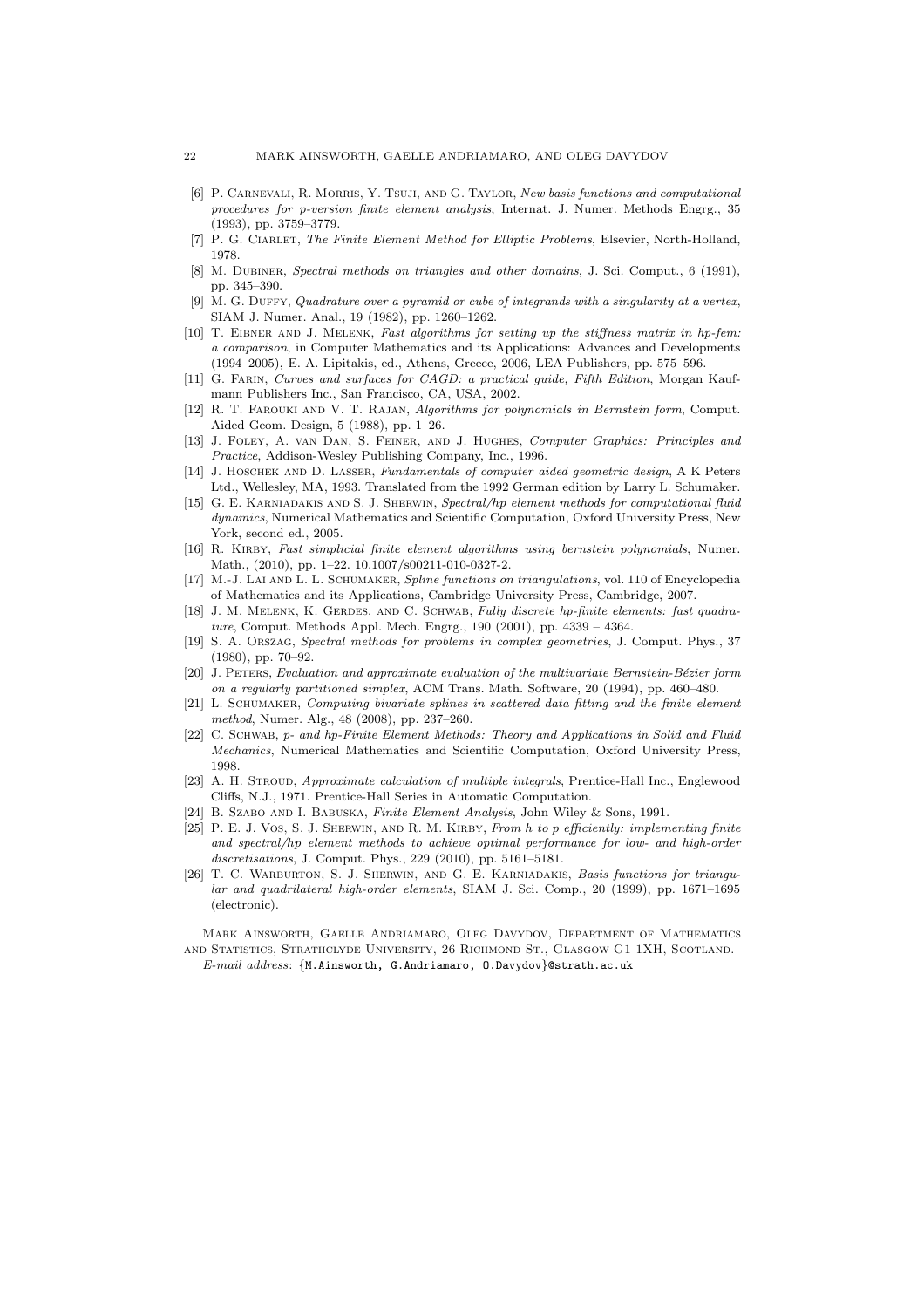[6] P. Carnevali, R. Morris, Y. Tsuji, and G. Taylor, *New basis functions and computational procedures for p-version finite element analysis*, Internat. J. Numer. Methods Engrg., 35 (1993), pp. 3759–3779.

[7] P. G. Ciarlet, *The Finite Element Method for Elliptic Problems*, Elsevier, North-Holland, 1978.

[8] M. Dubiner, *Spectral methods on triangles and other domains*, J. Sci. Comput., 6 (1991), pp. 345–390.

[9] M. G. Duffy, *Quadrature over a pyramid or cube of integrands with a singularity at a vertex*, SIAM J. Numer. Anal., 19 (1982), pp. 1260–1262.

[10] T. Eibner and J. Melenk, *Fast algorithms for setting up the stiffness matrix in hp-fem: a comparison*, in Computer Mathematics and its Applications: Advances and Developments (1994–2005), E. A. Lipitakis, ed., Athens, Greece, 2006, LEA Publishers, pp. 575–596.

[11] G. Farin, *Curves and surfaces for CAGD: a practical guide, Fifth Edition*, Morgan Kaufmann Publishers Inc., San Francisco, CA, USA, 2002.

[12] R. T. Farouki and V. T. Rajan, *Algorithms for polynomials in Bernstein form*, Comput. Aided Geom. Design, 5 (1988), pp. 1–26.

[13] J. Foley, A. van Dan, S. Feiner, and J. Hughes, *Computer Graphics: Principles and Practice*, Addison-Wesley Publishing Company, Inc., 1996.

[14] J. Hoschek and D. Lasser, *Fundamentals of computer aided geometric design*, A K Peters Ltd., Wellesley, MA, 1993. Translated from the 1992 German edition by Larry L. Schumaker.

[15] G. E. Karniadakis and S. J. Sherwin, *Spectral/hp element methods for computational fluid dynamics*, Numerical Mathematics and Scientific Computation, Oxford University Press, New York, second ed., 2005.

[16] R. Kirby, *Fast simplicial finite element algorithms using bernstein polynomials*, Numer. Math., (2010), pp. 1–22. 10.1007/s00211-010-0327-2.

[17] M.-J. Lai and L. L. Schumaker, *Spline functions on triangulations*, vol. 110 of Encyclopedia of Mathematics and its Applications, Cambridge University Press, Cambridge, 2007.

[18] J. M. Melenk, K. Gerdes, and C. Schwab, *Fully discrete hp-finite elements: fast quadrature*, Comput. Methods Appl. Mech. Engrg., 190 (2001), pp. 4339 – 4364.

[19] S. A. Orszag, *Spectral methods for problems in complex geometries*, J. Comput. Phys., 37 (1980), pp. 70–92.

[20] J. Peters, *Evaluation and approximate evaluation of the multivariate Bernstein-Bézier form on a regularly partitioned simplex*, ACM Trans. Math. Software, 20 (1994), pp. 460–480.

[21] L. Schumaker, *Computing bivariate splines in scattered data fitting and the finite element method*, Numer. Alg., 48 (2008), pp. 237–260.

[22] C. Schwab, *p- and hp-Finite Element Methods: Theory and Applications in Solid and Fluid Mechanics*, Numerical Mathematics and Scientific Computation, Oxford University Press, 1998.

[23] A. H. Stroud, *Approximate calculation of multiple integrals*, Prentice-Hall Inc., Englewood Cliffs, N.J., 1971. Prentice-Hall Series in Automatic Computation.

[24] B. Szabo and I. Babuska, *Finite Element Analysis*, John Wiley & Sons, 1991.

[25] P. E. J. Vos, S. J. Sherwin, and R. M. Kirby, *From h to p efficiently: implementing finite and spectral/hp element methods to achieve optimal performance for low- and high-order discretisations*, J. Comput. Phys., 229 (2010), pp. 5161–5181.

[26] T. C. Warburton, S. J. Sherwin, and G. E. Karniadakis, *Basis functions for triangular and quadrilateral high-order elements*, SIAM J. Sci. Comp., 20 (1999), pp. 1671–1695 (electronic).

Mark Ainsworth, Gaelle Andriamaro, Oleg Davydov, Department of Mathematics and Statistics, Strathclyde University, 26 Richmond St., Glasgow G1 1XH, Scotland.

*E-mail address*: {M.Ainsworth, G.Andriamaro, O.Davydov}@strath.ac.uk